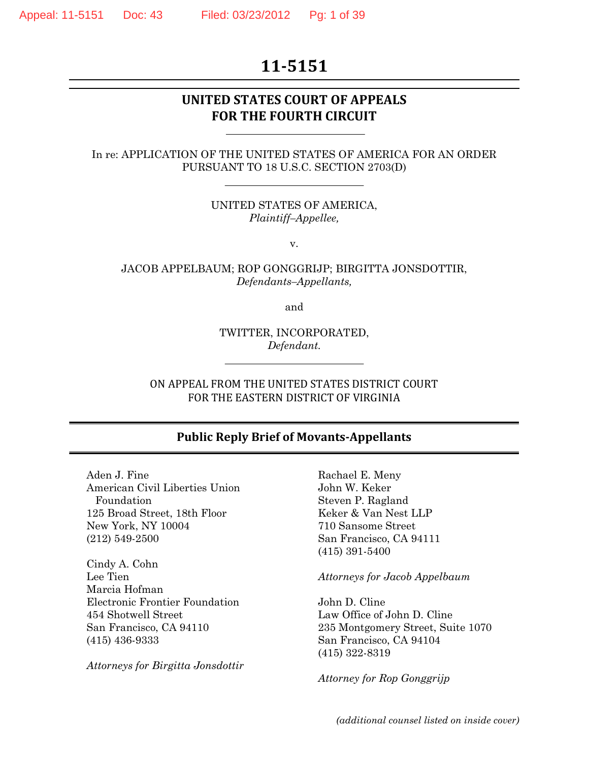# 11-5151

## UNITED STATES COURT OF APPEALS
## FOR THE FOURTH CIRCUIT

---

In re: APPLICATION OF THE UNITED STATES OF AMERICA FOR AN ORDER PURSUANT TO 18 U.S.C. SECTION 2703(D)

---

UNITED STATES OF AMERICA,
*Plaintiff–Appellee,*

v.

JACOB APPELBAUM; ROP GONGGRIJP; BIRGITTA JONSDOTTIR,
*Defendants–Appellants,*

and

TWITTER, INCORPORATED,
*Defendant.*

---

ON APPEAL FROM THE UNITED STATES DISTRICT COURT
FOR THE EASTERN DISTRICT OF VIRGINIA

---

**Public Reply Brief of Movants-Appellants**

---

Aden J. Fine
American Civil Liberties Union Foundation
125 Broad Street, 18th Floor
New York, NY 10004
(212) 549-2500

Cindy A. Cohn
Lee Tien
Marcia Hofman
Electronic Frontier Foundation
454 Shotwell Street
San Francisco, CA 94110
(415) 436-9333

*Attorneys for Birgitta Jonsdottir*

Rachael E. Meny
John W. Keker
Steven P. Ragland
Keker & Van Nest LLP
710 Sansome Street
San Francisco, CA 94111
(415) 391-5400

*Attorneys for Jacob Appelbaum*

John D. Cline
Law Office of John D. Cline
235 Montgomery Street, Suite 1070
San Francisco, CA 94104
(415) 322-8319

*Attorney for Rop Gonggrijp*

*(additional counsel listed on inside cover)*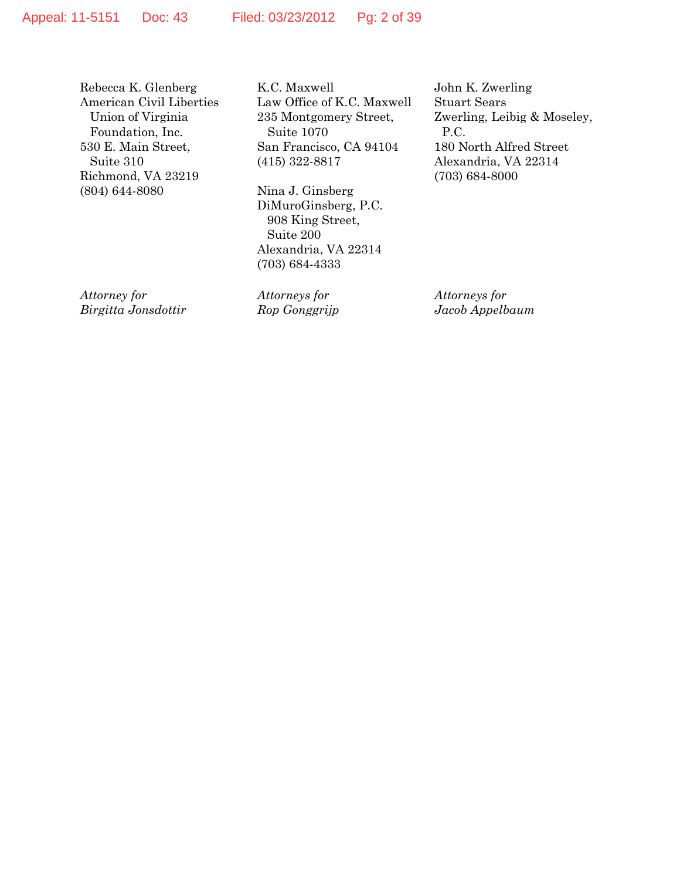Rebecca K. Glenberg
American Civil Liberties Union of Virginia Foundation, Inc.
530 E. Main Street, Suite 310
Richmond, VA 23219
(804) 644-8080

*Attorney for Birgitta Jonsdottir*

K.C. Maxwell
Law Office of K.C. Maxwell
235 Montgomery Street, Suite 1070
San Francisco, CA 94104
(415) 322-8817

Nina J. Ginsberg
DiMuroGinsberg, P.C.
908 King Street, Suite 200
Alexandria, VA 22314
(703) 684-4333

*Attorneys for Rop Gonggrijp*

John K. Zwerling
Stuart Sears
Zwerling, Leibig & Moseley, P.C.
180 North Alfred Street
Alexandria, VA 22314
(703) 684-8000

*Attorneys for Jacob Appelbaum*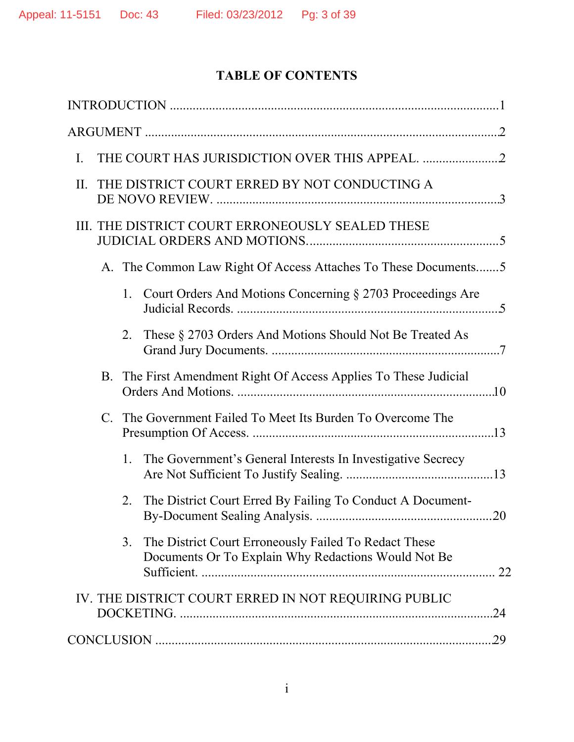# TABLE OF CONTENTS

INTRODUCTION ....................................................................................................1

ARGUMENT ..........................................................................................................2

I. THE COURT HAS JURISDICTION OVER THIS APPEAL. .......................2

II. THE DISTRICT COURT ERRED BY NOT CONDUCTING A DE NOVO REVIEW. .....................................................................................3

III. THE DISTRICT COURT ERRONEOUSLY SEALED THESE JUDICIAL ORDERS AND MOTIONS. ........................................................5

A. The Common Law Right Of Access Attaches To These Documents.......5

1. Court Orders And Motions Concerning § 2703 Proceedings Are Judicial Records. ...............................................................................5

2. These § 2703 Orders And Motions Should Not Be Treated As Grand Jury Documents. ......................................................................7

B. The First Amendment Right Of Access Applies To These Judicial Orders And Motions. ..............................................................................10

C. The Government Failed To Meet Its Burden To Overcome The Presumption Of Access. .........................................................................13

1. The Government's General Interests In Investigative Secrecy Are Not Sufficient To Justify Sealing. ............................................13

2. The District Court Erred By Failing To Conduct A Document-By-Document Sealing Analysis. .....................................................20

3. The District Court Erroneously Failed To Redact These Documents Or To Explain Why Redactions Would Not Be Sufficient. ........................................................................................ 22

IV. THE DISTRICT COURT ERRED IN NOT REQUIRING PUBLIC DOCKETING. ...............................................................................................24

CONCLUSION .....................................................................................................29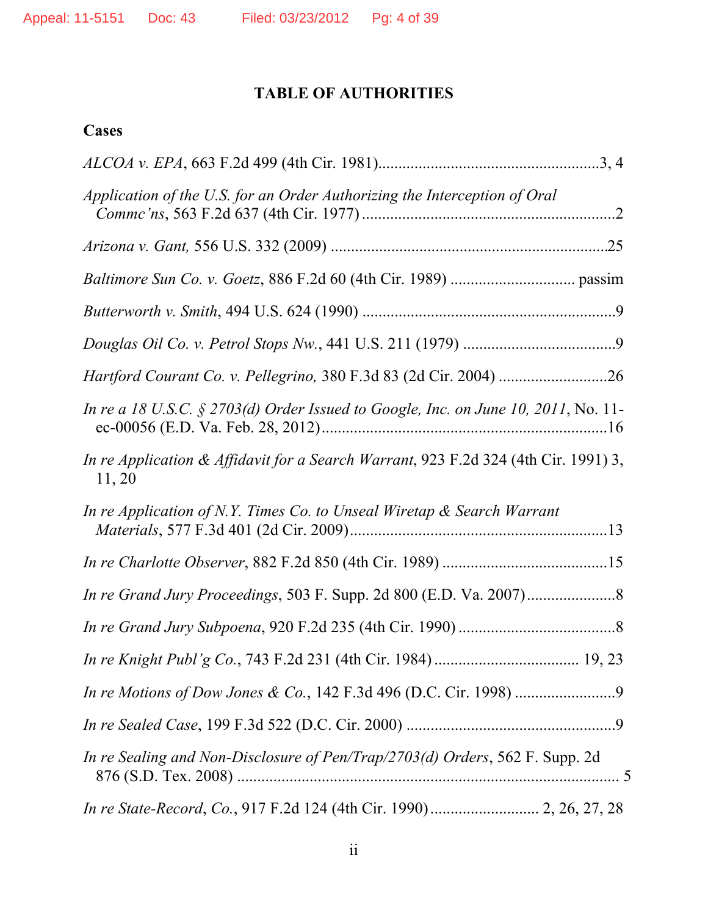## TABLE OF AUTHORITIES

### Cases

*ALCOA v. EPA*, 663 F.2d 499 (4th Cir. 1981)........................................................3, 4

*Application of the U.S. for an Order Authorizing the Interception of Oral Commc'ns*, 563 F.2d 637 (4th Cir. 1977) ...............................................................2

*Arizona v. Gant,* 556 U.S. 332 (2009) .....................................................................25

*Baltimore Sun Co. v. Goetz*, 886 F.2d 60 (4th Cir. 1989) .............................. passim

*Butterworth v. Smith*, 494 U.S. 624 (1990) ...............................................................9

*Douglas Oil Co. v. Petrol Stops Nw.*, 441 U.S. 211 (1979) ......................................9

*Hartford Courant Co. v. Pellegrino,* 380 F.3d 83 (2d Cir. 2004) ...........................26

*In re a 18 U.S.C. § 2703(d) Order Issued to Google, Inc. on June 10, 2011*, No. 11-ec-00056 (E.D. Va. Feb. 28, 2012).......................................................................16

*In re Application & Affidavit for a Search Warrant*, 923 F.2d 324 (4th Cir. 1991) 3, 11, 20

*In re Application of N.Y. Times Co. to Unseal Wiretap & Search Warrant Materials*, 577 F.3d 401 (2d Cir. 2009)................................................................13

*In re Charlotte Observer*, 882 F.2d 850 (4th Cir. 1989) .........................................15

*In re Grand Jury Proceedings*, 503 F. Supp. 2d 800 (E.D. Va. 2007).....................8

*In re Grand Jury Subpoena*, 920 F.2d 235 (4th Cir. 1990) .......................................8

*In re Knight Publ'g Co.*, 743 F.2d 231 (4th Cir. 1984) ................................... 19, 23

*In re Motions of Dow Jones & Co.*, 142 F.3d 496 (D.C. Cir. 1998) .........................9

*In re Sealed Case*, 199 F.3d 522 (D.C. Cir. 2000) ....................................................9

*In re Sealing and Non-Disclosure of Pen/Trap/2703(d) Orders*, 562 F. Supp. 2d 876 (S.D. Tex. 2008) ................................................................................... 5

*In re State-Record, Co.*, 917 F.2d 124 (4th Cir. 1990)........................... 2, 26, 27, 28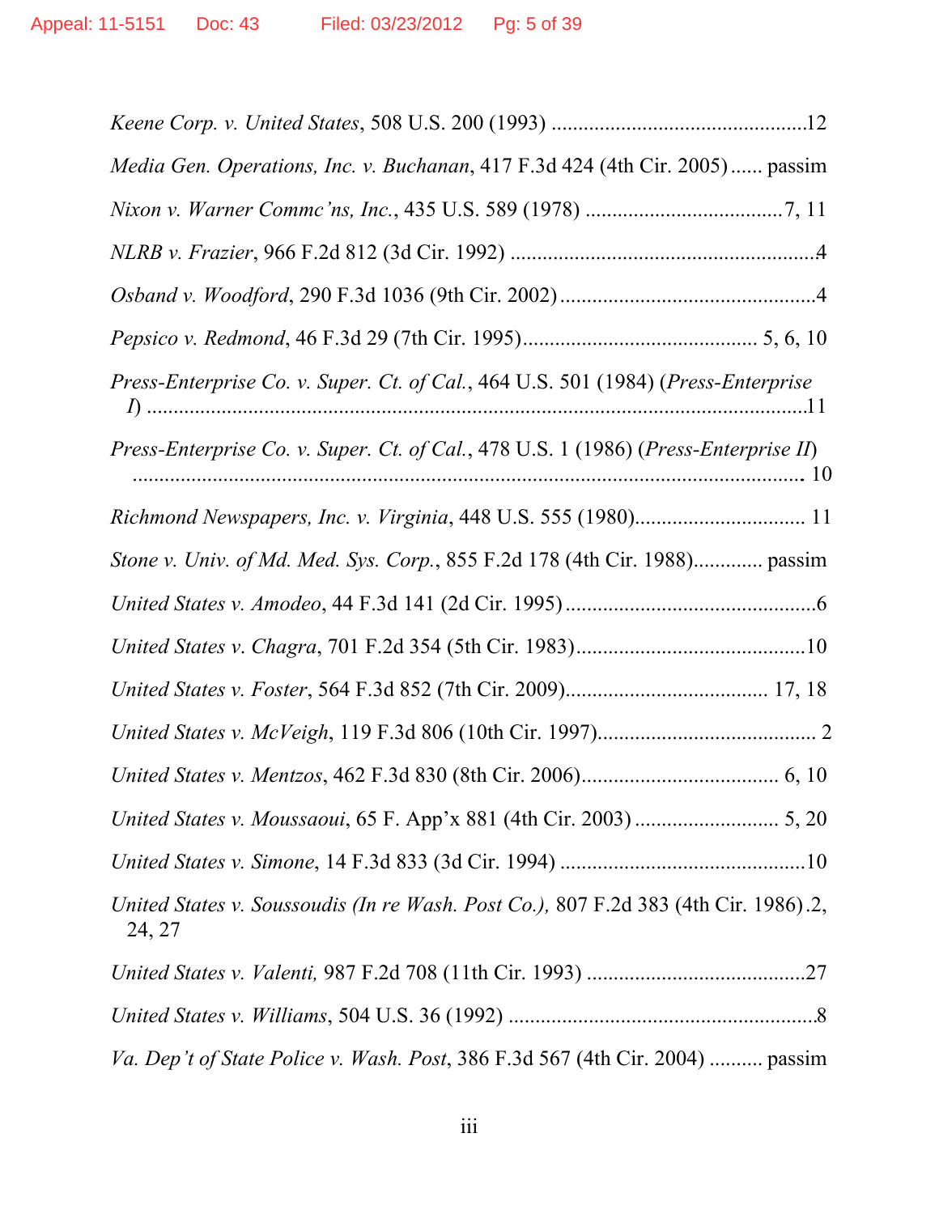*Keene Corp. v. United States*, 508 U.S. 200 (1993) ................................................12

*Media Gen. Operations, Inc. v. Buchanan*, 417 F.3d 424 (4th Cir. 2005)...... passim

*Nixon v. Warner Commc'ns, Inc.*, 435 U.S. 589 (1978) .....................................7, 11

*NLRB v. Frazier*, 966 F.2d 812 (3d Cir. 1992) ........................................................4

*Osband v. Woodford*, 290 F.3d 1036 (9th Cir. 2002)................................................4

*Pepsico v. Redmond*, 46 F.3d 29 (7th Cir. 1995).......................................... 5, 6, 10

*Press-Enterprise Co. v. Super. Ct. of Cal.*, 464 U.S. 501 (1984) (*Press-Enterprise I*) ........................................................................................................................11

*Press-Enterprise Co. v. Super. Ct. of Cal.*, 478 U.S. 1 (1986) (*Press-Enterprise II*) ........................................................................................................................ 10

*Richmond Newspapers, Inc. v. Virginia*, 448 U.S. 555 (1980)................................ 11

*Stone v. Univ. of Md. Med. Sys. Corp.*, 855 F.2d 178 (4th Cir. 1988)............. passim

*United States v. Amodeo*, 44 F.3d 141 (2d Cir. 1995) ...............................................6

*United States v. Chagra*, 701 F.2d 354 (5th Cir. 1983)...........................................10

*United States v. Foster*, 564 F.3d 852 (7th Cir. 2009)..................................... 17, 18

*United States v. McVeigh*, 119 F.3d 806 (10th Cir. 1997)........................................ 2

*United States v. Mentzos*, 462 F.3d 830 (8th Cir. 2006).................................... 6, 10

*United States v. Moussaoui*, 65 F. App'x 881 (4th Cir. 2003) ........................... 5, 20

*United States v. Simone*, 14 F.3d 833 (3d Cir. 1994) ..............................................10

*United States v. Soussoudis (In re Wash. Post Co.),* 807 F.2d 383 (4th Cir. 1986) .2, 24, 27

*United States v. Valenti,* 987 F.2d 708 (11th Cir. 1993) .........................................27

*United States v. Williams*, 504 U.S. 36 (1992) .........................................................8

*Va. Dep't of State Police v. Wash. Post*, 386 F.3d 567 (4th Cir. 2004) .......... passim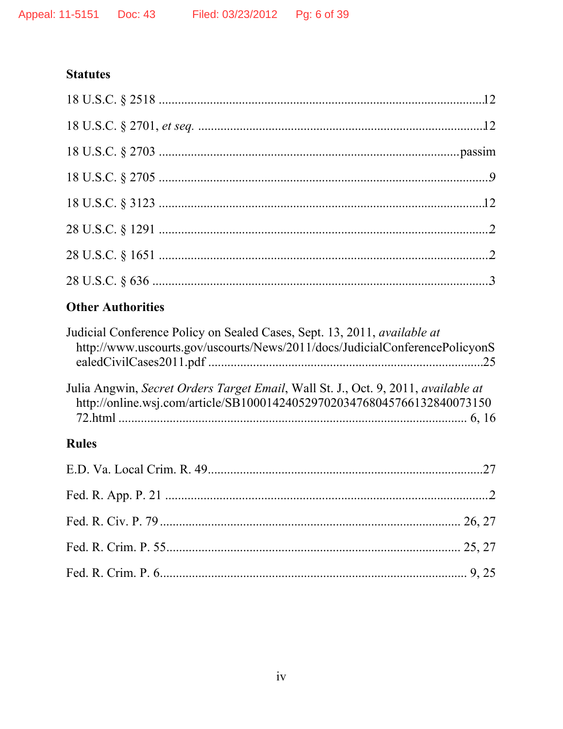### Statutes

18 U.S.C. § 2518 ....................................................................................................12

18 U.S.C. § 2701, *et seq.* .......................................................................................12

18 U.S.C. § 2703 ...........................................................................................passim

18 U.S.C. § 2705 ......................................................................................................9

18 U.S.C. § 3123 ....................................................................................................12

28 U.S.C. § 1291 ......................................................................................................2

28 U.S.C. § 1651 ......................................................................................................2

28 U.S.C. § 636 ........................................................................................................3

### Other Authorities

Judicial Conference Policy on Sealed Cases, Sept. 13, 2011, *available at* http://www.uscourts.gov/uscourts/News/2011/docs/JudicialConferencePolicyonSealedCivilCases2011.pdf .....................................................................................25

Julia Angwin, *Secret Orders Target Email*, Wall St. J., Oct. 9, 2011, *available at* http://online.wsj.com/article/SB10001424052970203476804576613284007315072.html ............................................................................................ 6, 16

### Rules

E.D. Va. Local Crim. R. 49....................................................................................27

Fed. R. App. P. 21 ....................................................................................................2

Fed. R. Civ. P. 79 ............................................................................................ 26, 27

Fed. R. Crim. P. 55........................................................................................... 25, 27

Fed. R. Crim. P. 6............................................................................................... 9, 25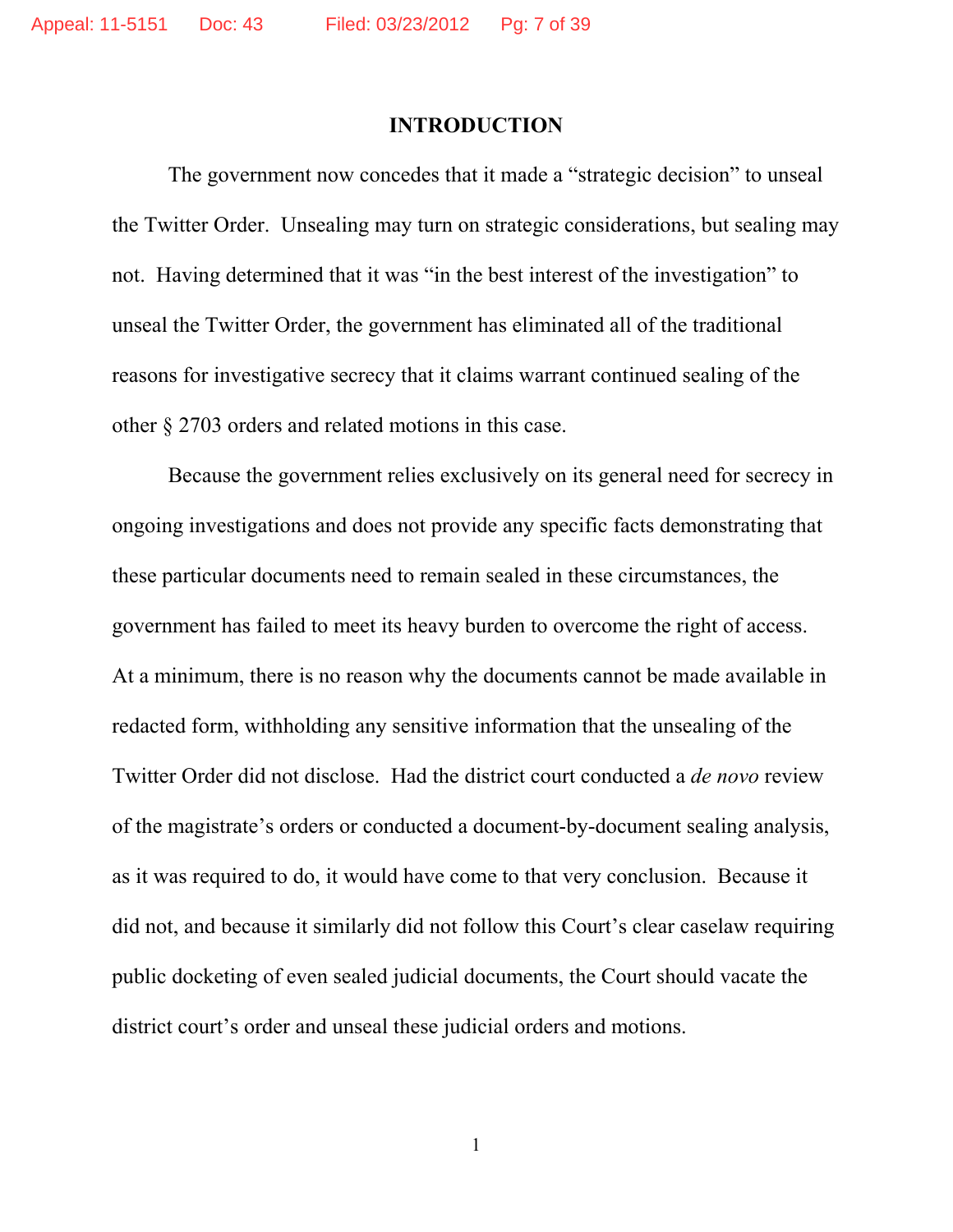# INTRODUCTION

The government now concedes that it made a "strategic decision" to unseal the Twitter Order. Unsealing may turn on strategic considerations, but sealing may not. Having determined that it was "in the best interest of the investigation" to unseal the Twitter Order, the government has eliminated all of the traditional reasons for investigative secrecy that it claims warrant continued sealing of the other § 2703 orders and related motions in this case.

Because the government relies exclusively on its general need for secrecy in ongoing investigations and does not provide any specific facts demonstrating that these particular documents need to remain sealed in these circumstances, the government has failed to meet its heavy burden to overcome the right of access. At a minimum, there is no reason why the documents cannot be made available in redacted form, withholding any sensitive information that the unsealing of the Twitter Order did not disclose. Had the district court conducted a *de novo* review of the magistrate's orders or conducted a document-by-document sealing analysis, as it was required to do, it would have come to that very conclusion. Because it did not, and because it similarly did not follow this Court's clear caselaw requiring public docketing of even sealed judicial documents, the Court should vacate the district court's order and unseal these judicial orders and motions.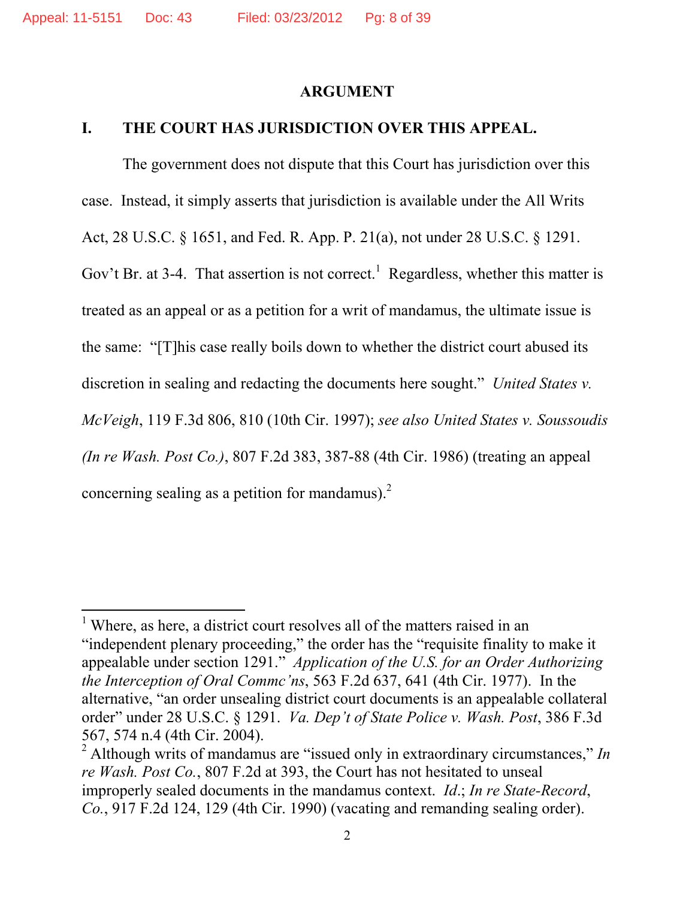# ARGUMENT

## I. THE COURT HAS JURISDICTION OVER THIS APPEAL.

The government does not dispute that this Court has jurisdiction over this case. Instead, it simply asserts that jurisdiction is available under the All Writs Act, 28 U.S.C. § 1651, and Fed. R. App. P. 21(a), not under 28 U.S.C. § 1291. Gov't Br. at 3-4. That assertion is not correct.[1] Regardless, whether this matter is treated as an appeal or as a petition for a writ of mandamus, the ultimate issue is the same: "[T]his case really boils down to whether the district court abused its discretion in sealing and redacting the documents here sought." *United States v. McVeigh*, 119 F.3d 806, 810 (10th Cir. 1997); *see also United States v. Soussoudis (In re Wash. Post Co.)*, 807 F.2d 383, 387-88 (4th Cir. 1986) (treating an appeal concerning sealing as a petition for mandamus).[2]

---

[1] Where, as here, a district court resolves all of the matters raised in an "independent plenary proceeding," the order has the "requisite finality to make it appealable under section 1291." *Application of the U.S. for an Order Authorizing the Interception of Oral Commc'ns*, 563 F.2d 637, 641 (4th Cir. 1977). In the alternative, "an order unsealing district court documents is an appealable collateral order" under 28 U.S.C. § 1291. *Va. Dep't of State Police v. Wash. Post*, 386 F.3d 567, 574 n.4 (4th Cir. 2004).

[2] Although writs of mandamus are "issued only in extraordinary circumstances," *In re Wash. Post Co.*, 807 F.2d at 393, the Court has not hesitated to unseal improperly sealed documents in the mandamus context. *Id.*; *In re State-Record, Co.*, 917 F.2d 124, 129 (4th Cir. 1990) (vacating and remanding sealing order).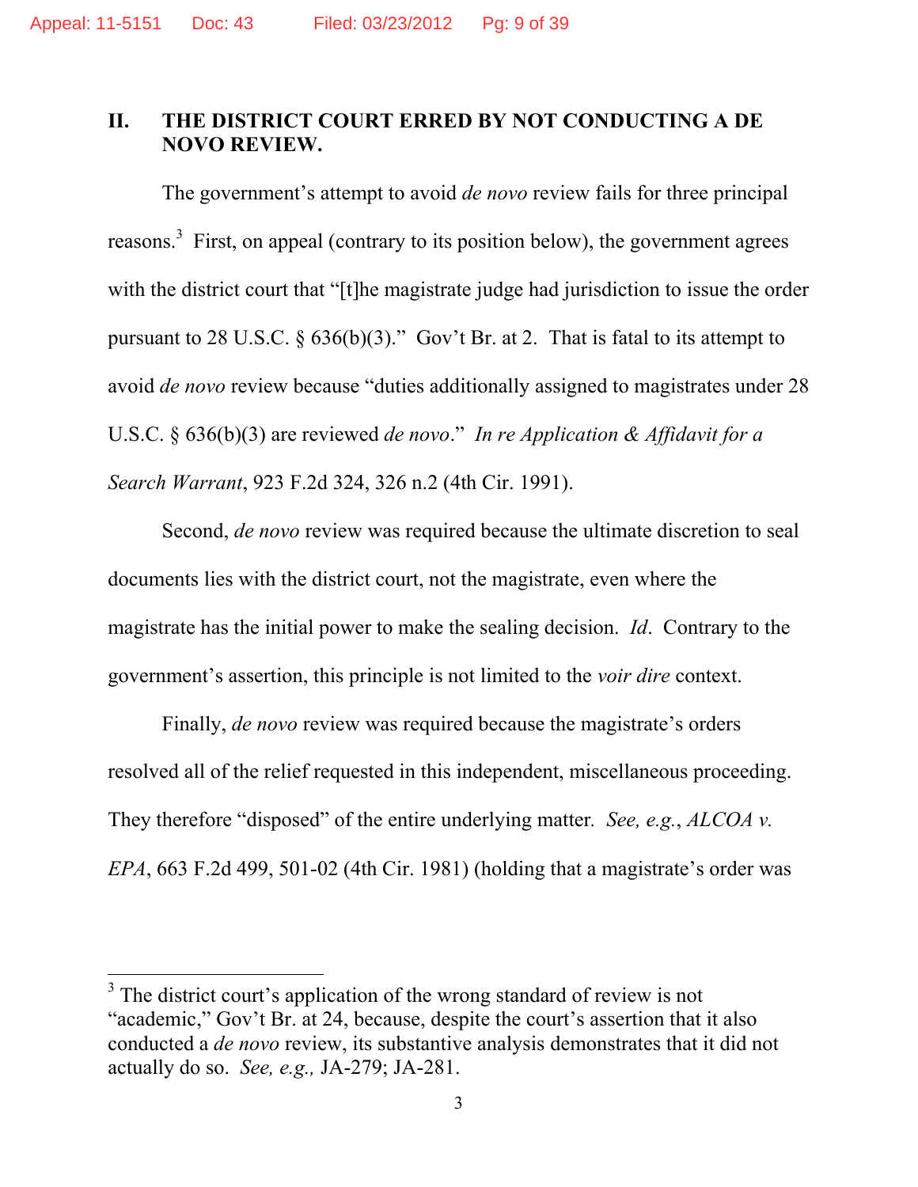## II. THE DISTRICT COURT ERRED BY NOT CONDUCTING A DE NOVO REVIEW.

The government's attempt to avoid *de novo* review fails for three principal reasons.[3] First, on appeal (contrary to its position below), the government agrees with the district court that "[t]he magistrate judge had jurisdiction to issue the order pursuant to 28 U.S.C. § 636(b)(3)." Gov't Br. at 2. That is fatal to its attempt to avoid *de novo* review because "duties additionally assigned to magistrates under 28 U.S.C. § 636(b)(3) are reviewed *de novo*." *In re Application & Affidavit for a Search Warrant*, 923 F.2d 324, 326 n.2 (4th Cir. 1991).

Second, *de novo* review was required because the ultimate discretion to seal documents lies with the district court, not the magistrate, even where the magistrate has the initial power to make the sealing decision. *Id*. Contrary to the government's assertion, this principle is not limited to the *voir dire* context.

Finally, *de novo* review was required because the magistrate's orders resolved all of the relief requested in this independent, miscellaneous proceeding. They therefore "disposed" of the entire underlying matter. *See, e.g.*, *ALCOA v. EPA*, 663 F.2d 499, 501-02 (4th Cir. 1981) (holding that a magistrate's order was

---

[3] The district court's application of the wrong standard of review is not "academic," Gov't Br. at 24, because, despite the court's assertion that it also conducted a *de novo* review, its substantive analysis demonstrates that it did not actually do so. *See, e.g.,* JA-279; JA-281.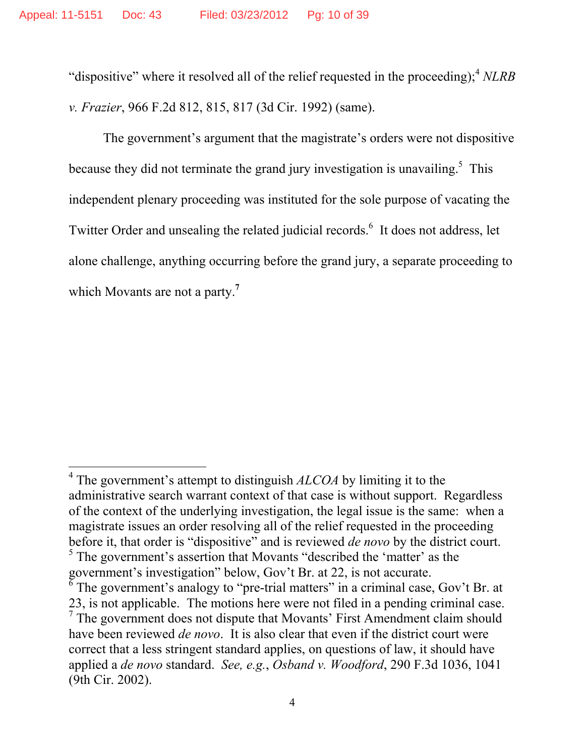"dispositive" where it resolved all of the relief requested in the proceeding);[4] *NLRB v. Frazier*, 966 F.2d 812, 815, 817 (3d Cir. 1992) (same).

The government's argument that the magistrate's orders were not dispositive because they did not terminate the grand jury investigation is unavailing.[5] This independent plenary proceeding was instituted for the sole purpose of vacating the Twitter Order and unsealing the related judicial records.[6] It does not address, let alone challenge, anything occurring before the grand jury, a separate proceeding to which Movants are not a party.[7]

---

[4] The government's attempt to distinguish *ALCOA* by limiting it to the administrative search warrant context of that case is without support. Regardless of the context of the underlying investigation, the legal issue is the same: when a magistrate issues an order resolving all of the relief requested in the proceeding before it, that order is "dispositive" and is reviewed *de novo* by the district court.

[5] The government's assertion that Movants "described the 'matter' as the government's investigation" below, Gov't Br. at 22, is not accurate.

[6] The government's analogy to "pre-trial matters" in a criminal case, Gov't Br. at 23, is not applicable. The motions here were not filed in a pending criminal case.

[7] The government does not dispute that Movants' First Amendment claim should have been reviewed *de novo*. It is also clear that even if the district court were correct that a less stringent standard applies, on questions of law, it should have applied a *de novo* standard. *See, e.g.*, *Osband v. Woodford*, 290 F.3d 1036, 1041 (9th Cir. 2002).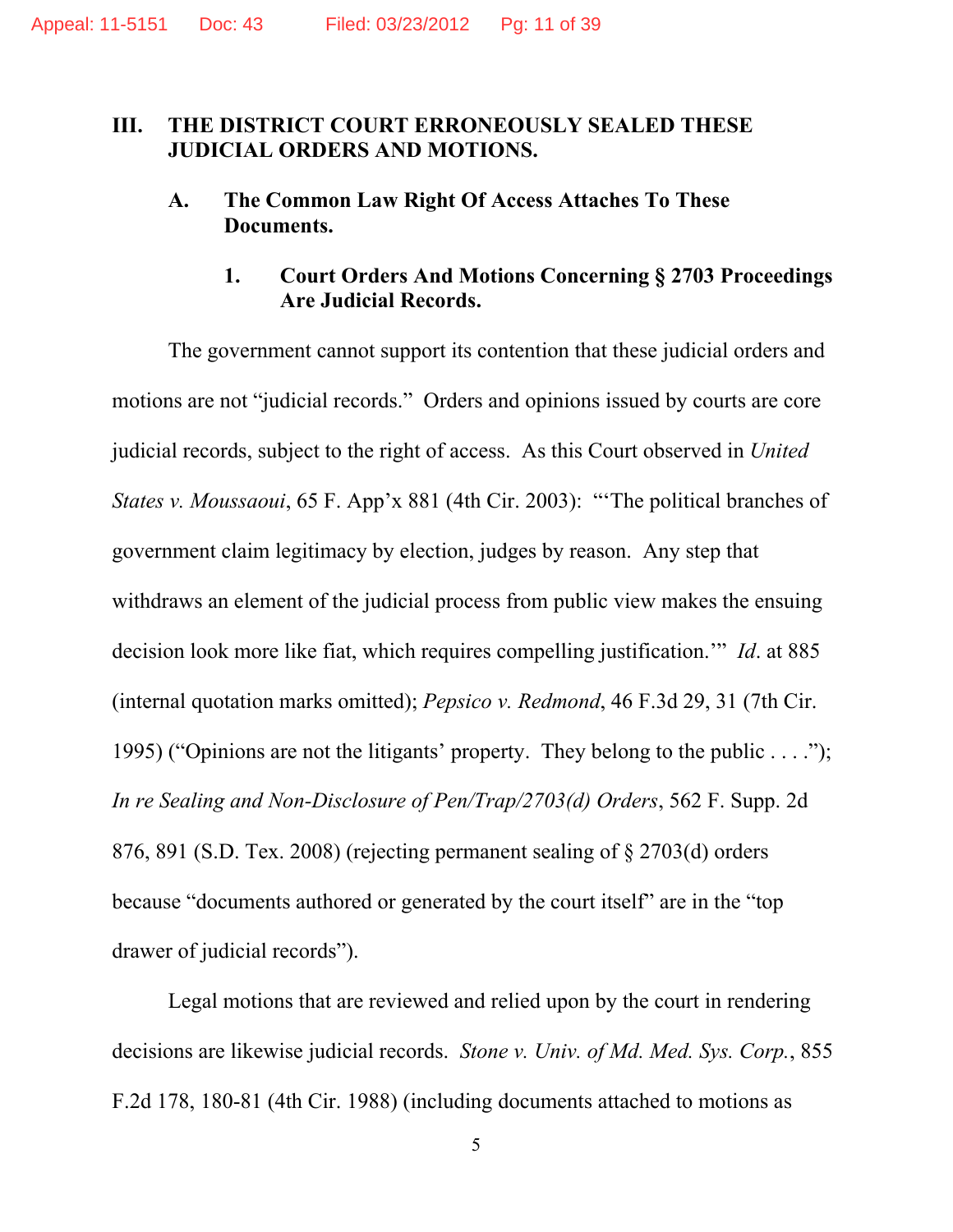## III. THE DISTRICT COURT ERRONEOUSLY SEALED THESE JUDICIAL ORDERS AND MOTIONS.

### A. The Common Law Right Of Access Attaches To These Documents.

#### 1. Court Orders And Motions Concerning § 2703 Proceedings Are Judicial Records.

The government cannot support its contention that these judicial orders and motions are not "judicial records." Orders and opinions issued by courts are core judicial records, subject to the right of access. As this Court observed in *United States v. Moussaoui*, 65 F. App'x 881 (4th Cir. 2003): "'The political branches of government claim legitimacy by election, judges by reason. Any step that withdraws an element of the judicial process from public view makes the ensuing decision look more like fiat, which requires compelling justification.'" *Id*. at 885 (internal quotation marks omitted); *Pepsico v. Redmond*, 46 F.3d 29, 31 (7th Cir. 1995) ("Opinions are not the litigants' property. They belong to the public . . . ."); *In re Sealing and Non-Disclosure of Pen/Trap/2703(d) Orders*, 562 F. Supp. 2d 876, 891 (S.D. Tex. 2008) (rejecting permanent sealing of § 2703(d) orders because "documents authored or generated by the court itself" are in the "top drawer of judicial records").

Legal motions that are reviewed and relied upon by the court in rendering decisions are likewise judicial records. *Stone v. Univ. of Md. Med. Sys. Corp.*, 855 F.2d 178, 180-81 (4th Cir. 1988) (including documents attached to motions as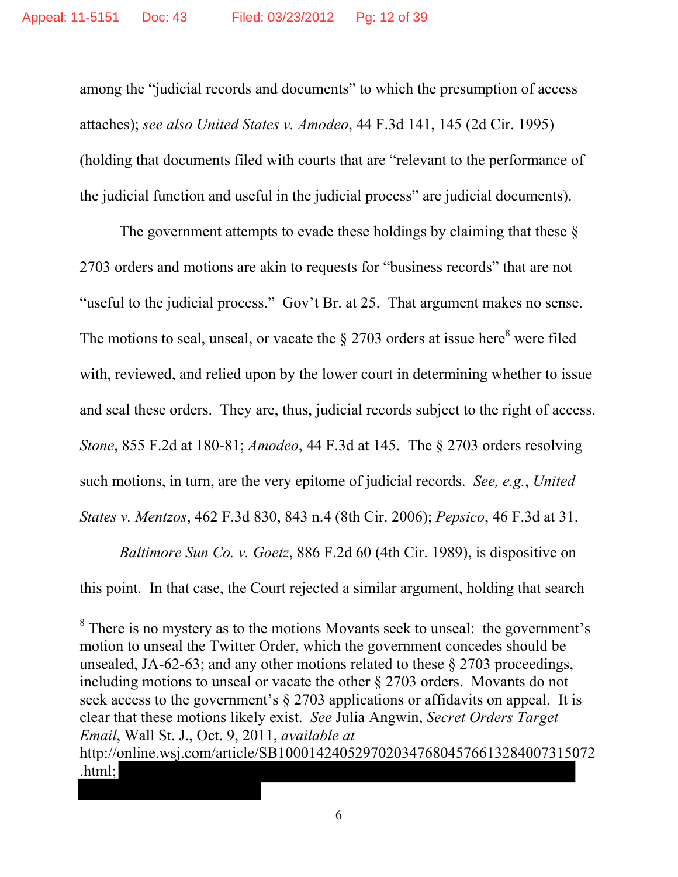among the "judicial records and documents" to which the presumption of access attaches); *see also United States v. Amodeo*, 44 F.3d 141, 145 (2d Cir. 1995) (holding that documents filed with courts that are "relevant to the performance of the judicial function and useful in the judicial process" are judicial documents).

The government attempts to evade these holdings by claiming that these § 2703 orders and motions are akin to requests for "business records" that are not "useful to the judicial process." Gov't Br. at 25. That argument makes no sense. The motions to seal, unseal, or vacate the § 2703 orders at issue here[8] were filed with, reviewed, and relied upon by the lower court in determining whether to issue and seal these orders. They are, thus, judicial records subject to the right of access. *Stone*, 855 F.2d at 180-81; *Amodeo*, 44 F.3d at 145. The § 2703 orders resolving such motions, in turn, are the very epitome of judicial records. *See, e.g.*, *United States v. Mentzos*, 462 F.3d 830, 843 n.4 (8th Cir. 2006); *Pepsico*, 46 F.3d at 31.

*Baltimore Sun Co. v. Goetz*, 886 F.2d 60 (4th Cir. 1989), is dispositive on this point. In that case, the Court rejected a similar argument, holding that search

---

[8] There is no mystery as to the motions Movants seek to unseal: the government's motion to unseal the Twitter Order, which the government concedes should be unsealed, JA-62-63; and any other motions related to these § 2703 proceedings, including motions to unseal or vacate the other § 2703 orders. Movants do not seek access to the government's § 2703 applications or affidavits on appeal. It is clear that these motions likely exist. *See* Julia Angwin, *Secret Orders Target Email*, Wall St. J., Oct. 9, 2011, *available at* http://online.wsj.com/article/SB10001424052970203476804576613284007315072.html; [REDACTED]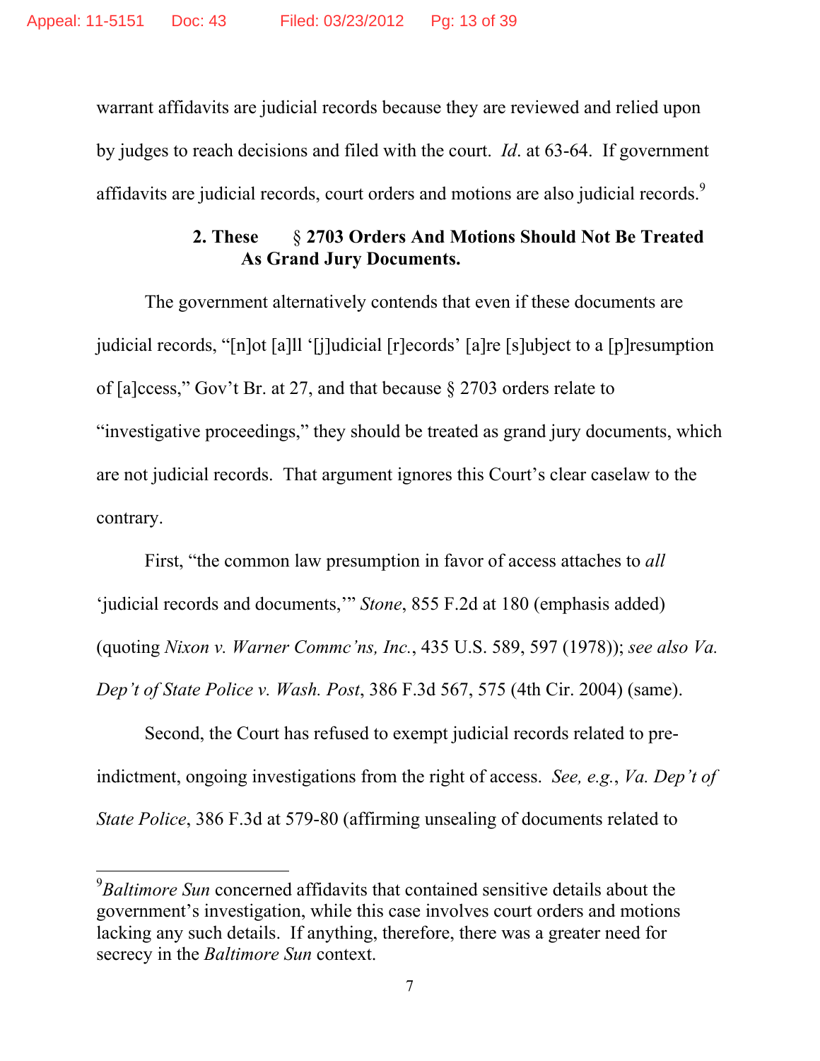warrant affidavits are judicial records because they are reviewed and relied upon by judges to reach decisions and filed with the court. *Id*. at 63-64. If government affidavits are judicial records, court orders and motions are also judicial records.[9]

**2. These § 2703 Orders And Motions Should Not Be Treated As Grand Jury Documents.**

The government alternatively contends that even if these documents are judicial records, "[n]ot [a]ll '[j]udicial [r]ecords' [a]re [s]ubject to a [p]resumption of [a]ccess," Gov't Br. at 27, and that because § 2703 orders relate to "investigative proceedings," they should be treated as grand jury documents, which are not judicial records. That argument ignores this Court's clear caselaw to the contrary.

First, "the common law presumption in favor of access attaches to *all* 'judicial records and documents,'" *Stone*, 855 F.2d at 180 (emphasis added) (quoting *Nixon v. Warner Commc'ns, Inc.*, 435 U.S. 589, 597 (1978)); *see also Va. Dep't of State Police v. Wash. Post*, 386 F.3d 567, 575 (4th Cir. 2004) (same).

Second, the Court has refused to exempt judicial records related to pre-indictment, ongoing investigations from the right of access. *See, e.g.*, *Va. Dep't of State Police*, 386 F.3d at 579-80 (affirming unsealing of documents related to

---

[9] *Baltimore Sun* concerned affidavits that contained sensitive details about the government's investigation, while this case involves court orders and motions lacking any such details. If anything, therefore, there was a greater need for secrecy in the *Baltimore Sun* context.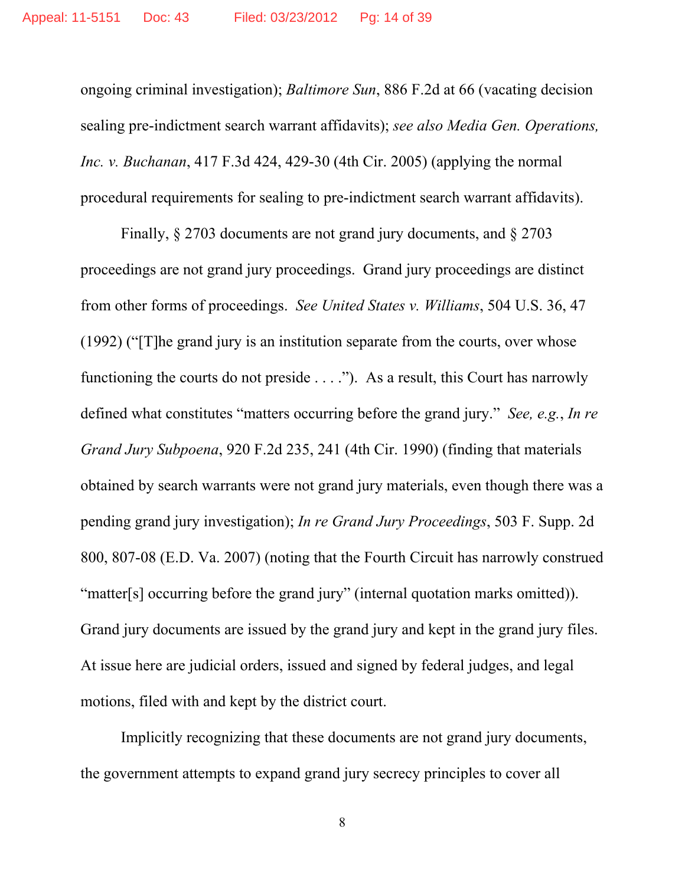ongoing criminal investigation); *Baltimore Sun*, 886 F.2d at 66 (vacating decision sealing pre-indictment search warrant affidavits); *see also Media Gen. Operations, Inc. v. Buchanan*, 417 F.3d 424, 429-30 (4th Cir. 2005) (applying the normal procedural requirements for sealing to pre-indictment search warrant affidavits).

Finally, § 2703 documents are not grand jury documents, and § 2703 proceedings are not grand jury proceedings. Grand jury proceedings are distinct from other forms of proceedings. *See United States v. Williams*, 504 U.S. 36, 47 (1992) ("[T]he grand jury is an institution separate from the courts, over whose functioning the courts do not preside . . . ."). As a result, this Court has narrowly defined what constitutes "matters occurring before the grand jury." *See, e.g.*, *In re Grand Jury Subpoena*, 920 F.2d 235, 241 (4th Cir. 1990) (finding that materials obtained by search warrants were not grand jury materials, even though there was a pending grand jury investigation); *In re Grand Jury Proceedings*, 503 F. Supp. 2d 800, 807-08 (E.D. Va. 2007) (noting that the Fourth Circuit has narrowly construed "matter[s] occurring before the grand jury" (internal quotation marks omitted)). Grand jury documents are issued by the grand jury and kept in the grand jury files. At issue here are judicial orders, issued and signed by federal judges, and legal motions, filed with and kept by the district court.

Implicitly recognizing that these documents are not grand jury documents, the government attempts to expand grand jury secrecy principles to cover all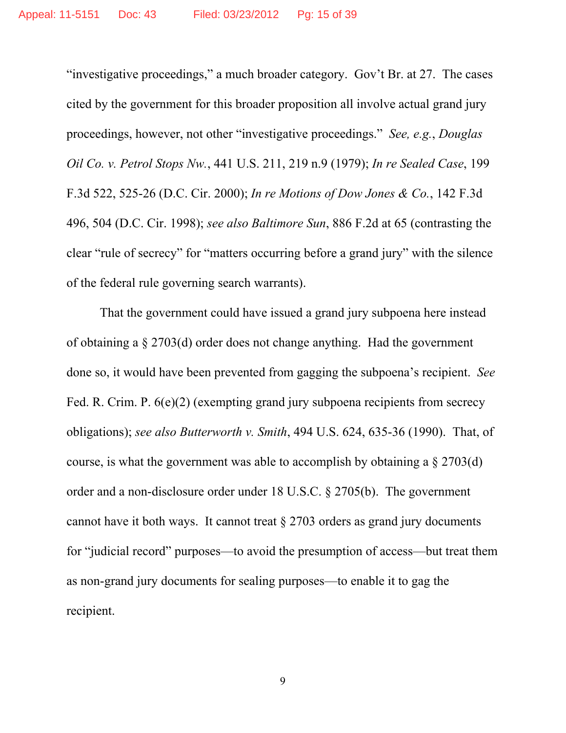"investigative proceedings," a much broader category. Gov't Br. at 27. The cases cited by the government for this broader proposition all involve actual grand jury proceedings, however, not other "investigative proceedings." *See, e.g.*, *Douglas Oil Co. v. Petrol Stops Nw.*, 441 U.S. 211, 219 n.9 (1979); *In re Sealed Case*, 199 F.3d 522, 525-26 (D.C. Cir. 2000); *In re Motions of Dow Jones & Co.*, 142 F.3d 496, 504 (D.C. Cir. 1998); *see also Baltimore Sun*, 886 F.2d at 65 (contrasting the clear "rule of secrecy" for "matters occurring before a grand jury" with the silence of the federal rule governing search warrants).

That the government could have issued a grand jury subpoena here instead of obtaining a § 2703(d) order does not change anything. Had the government done so, it would have been prevented from gagging the subpoena's recipient. *See* Fed. R. Crim. P. 6(e)(2) (exempting grand jury subpoena recipients from secrecy obligations); *see also Butterworth v. Smith*, 494 U.S. 624, 635-36 (1990). That, of course, is what the government was able to accomplish by obtaining a § 2703(d) order and a non-disclosure order under 18 U.S.C. § 2705(b). The government cannot have it both ways. It cannot treat § 2703 orders as grand jury documents for "judicial record" purposes—to avoid the presumption of access—but treat them as non-grand jury documents for sealing purposes—to enable it to gag the recipient.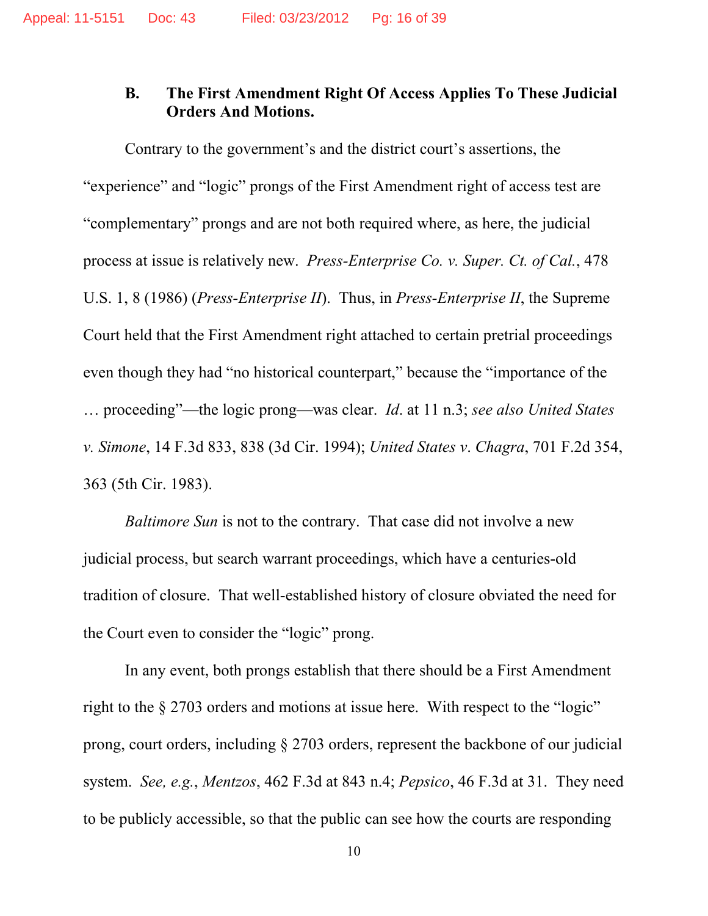### B. The First Amendment Right Of Access Applies To These Judicial Orders And Motions.

Contrary to the government's and the district court's assertions, the "experience" and "logic" prongs of the First Amendment right of access test are "complementary" prongs and are not both required where, as here, the judicial process at issue is relatively new. *Press-Enterprise Co. v. Super. Ct. of Cal.*, 478 U.S. 1, 8 (1986) (*Press-Enterprise II*). Thus, in *Press-Enterprise II*, the Supreme Court held that the First Amendment right attached to certain pretrial proceedings even though they had "no historical counterpart," because the "importance of the … proceeding"—the logic prong—was clear. *Id*. at 11 n.3; *see also United States v. Simone*, 14 F.3d 833, 838 (3d Cir. 1994); *United States v. Chagra*, 701 F.2d 354, 363 (5th Cir. 1983).

*Baltimore Sun* is not to the contrary. That case did not involve a new judicial process, but search warrant proceedings, which have a centuries-old tradition of closure. That well-established history of closure obviated the need for the Court even to consider the "logic" prong.

In any event, both prongs establish that there should be a First Amendment right to the § 2703 orders and motions at issue here. With respect to the "logic" prong, court orders, including § 2703 orders, represent the backbone of our judicial system. *See, e.g.*, *Mentzos*, 462 F.3d at 843 n.4; *Pepsico*, 46 F.3d at 31. They need to be publicly accessible, so that the public can see how the courts are responding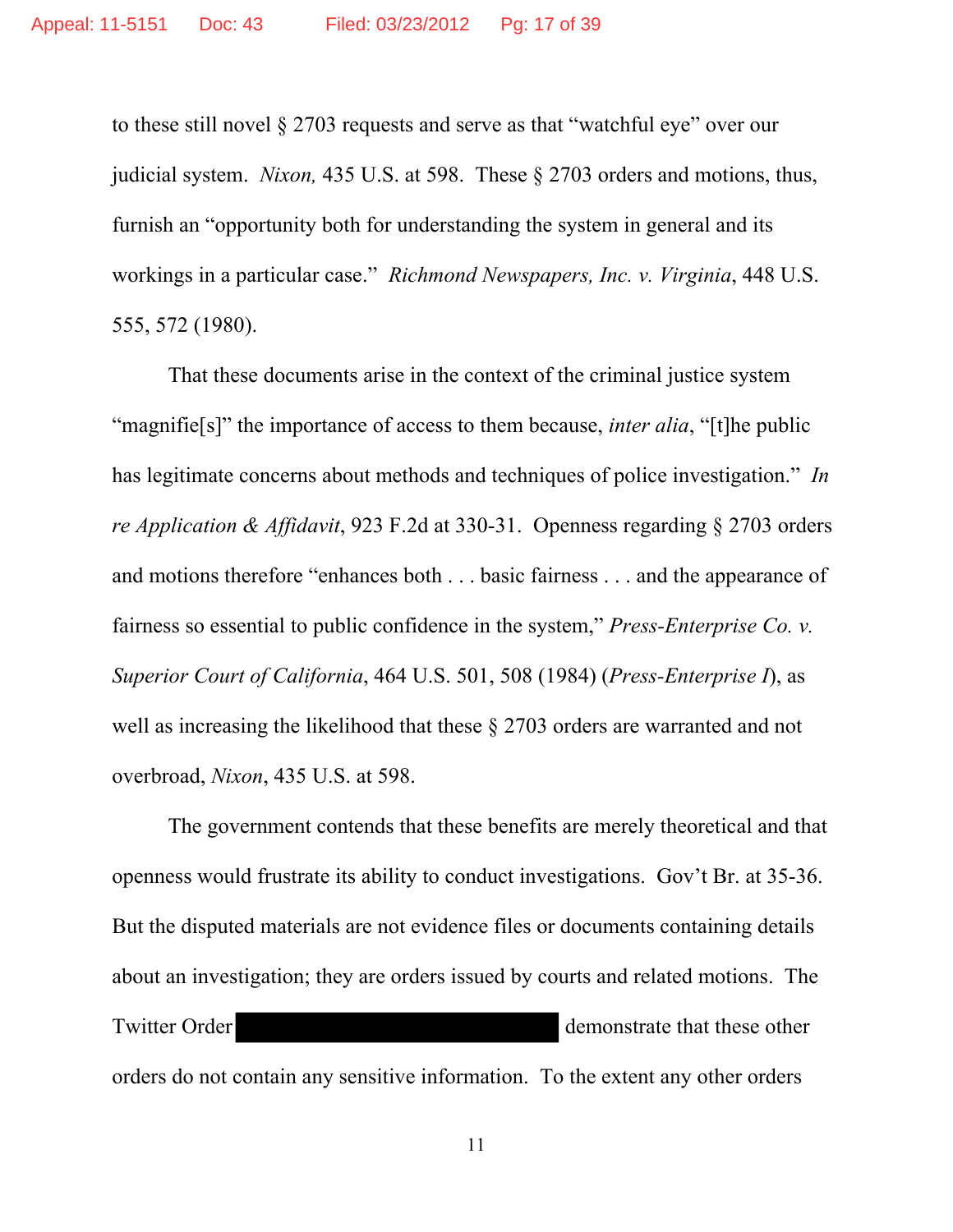to these still novel § 2703 requests and serve as that "watchful eye" over our judicial system. *Nixon,* 435 U.S. at 598. These § 2703 orders and motions, thus, furnish an "opportunity both for understanding the system in general and its workings in a particular case." *Richmond Newspapers, Inc. v. Virginia*, 448 U.S. 555, 572 (1980).

That these documents arise in the context of the criminal justice system "magnifie[s]" the importance of access to them because, *inter alia*, "[t]he public has legitimate concerns about methods and techniques of police investigation." *In re Application & Affidavit*, 923 F.2d at 330-31. Openness regarding § 2703 orders and motions therefore "enhances both . . . basic fairness . . . and the appearance of fairness so essential to public confidence in the system," *Press-Enterprise Co. v. Superior Court of California*, 464 U.S. 501, 508 (1984) (*Press-Enterprise I*), as well as increasing the likelihood that these § 2703 orders are warranted and not overbroad, *Nixon*, 435 U.S. at 598.

The government contends that these benefits are merely theoretical and that openness would frustrate its ability to conduct investigations. Gov't Br. at 35-36. But the disputed materials are not evidence files or documents containing details about an investigation; they are orders issued by courts and related motions. The Twitter Order [REDACTED] demonstrate that these other orders do not contain any sensitive information. To the extent any other orders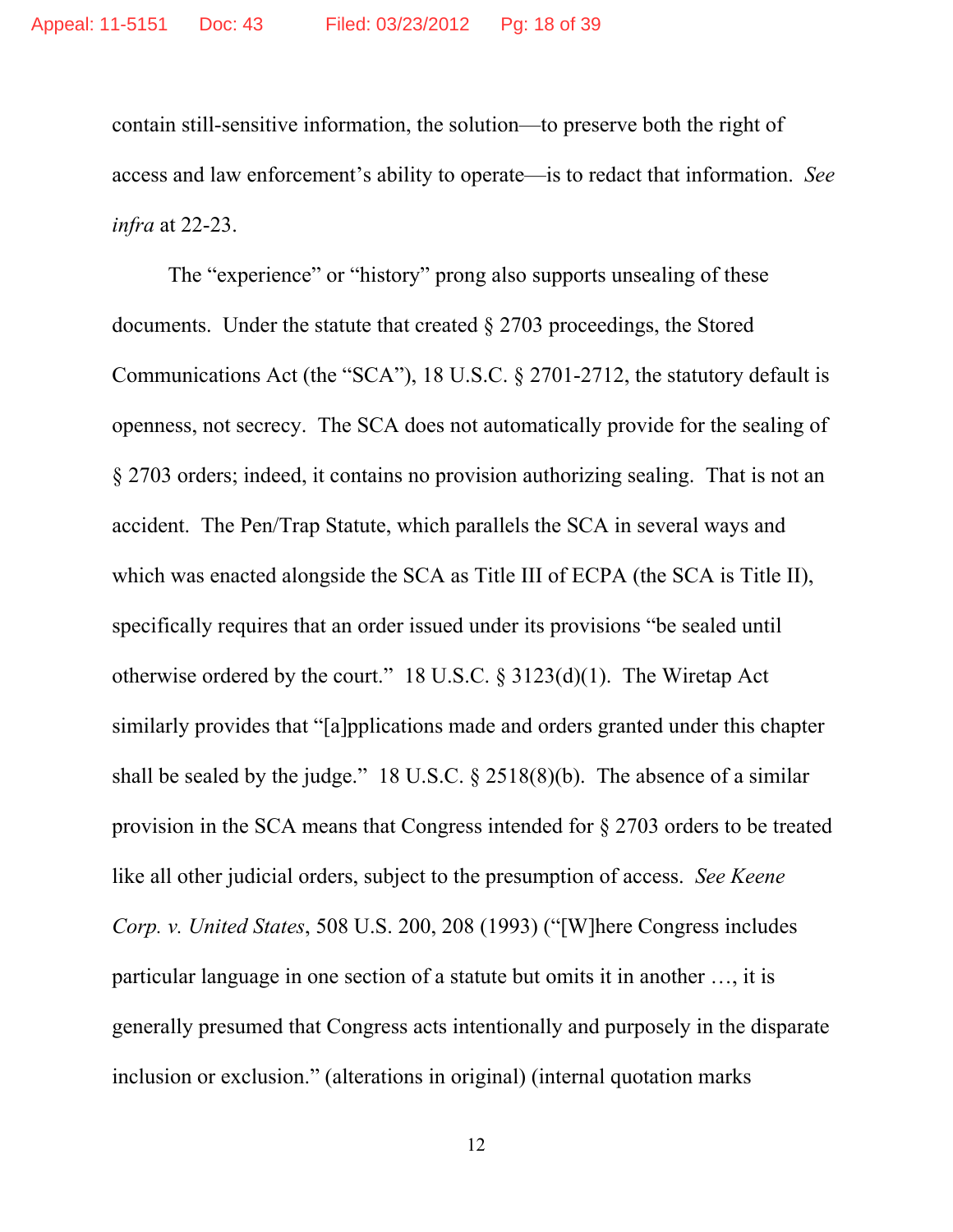contain still-sensitive information, the solution—to preserve both the right of access and law enforcement's ability to operate—is to redact that information. *See infra* at 22-23.

The "experience" or "history" prong also supports unsealing of these documents. Under the statute that created § 2703 proceedings, the Stored Communications Act (the "SCA"), 18 U.S.C. § 2701-2712, the statutory default is openness, not secrecy. The SCA does not automatically provide for the sealing of § 2703 orders; indeed, it contains no provision authorizing sealing. That is not an accident. The Pen/Trap Statute, which parallels the SCA in several ways and which was enacted alongside the SCA as Title III of ECPA (the SCA is Title II), specifically requires that an order issued under its provisions "be sealed until otherwise ordered by the court." 18 U.S.C. § 3123(d)(1). The Wiretap Act similarly provides that "[a]pplications made and orders granted under this chapter shall be sealed by the judge." 18 U.S.C. § 2518(8)(b). The absence of a similar provision in the SCA means that Congress intended for § 2703 orders to be treated like all other judicial orders, subject to the presumption of access. *See Keene Corp. v. United States*, 508 U.S. 200, 208 (1993) ("[W]here Congress includes particular language in one section of a statute but omits it in another …, it is generally presumed that Congress acts intentionally and purposely in the disparate inclusion or exclusion." (alterations in original) (internal quotation marks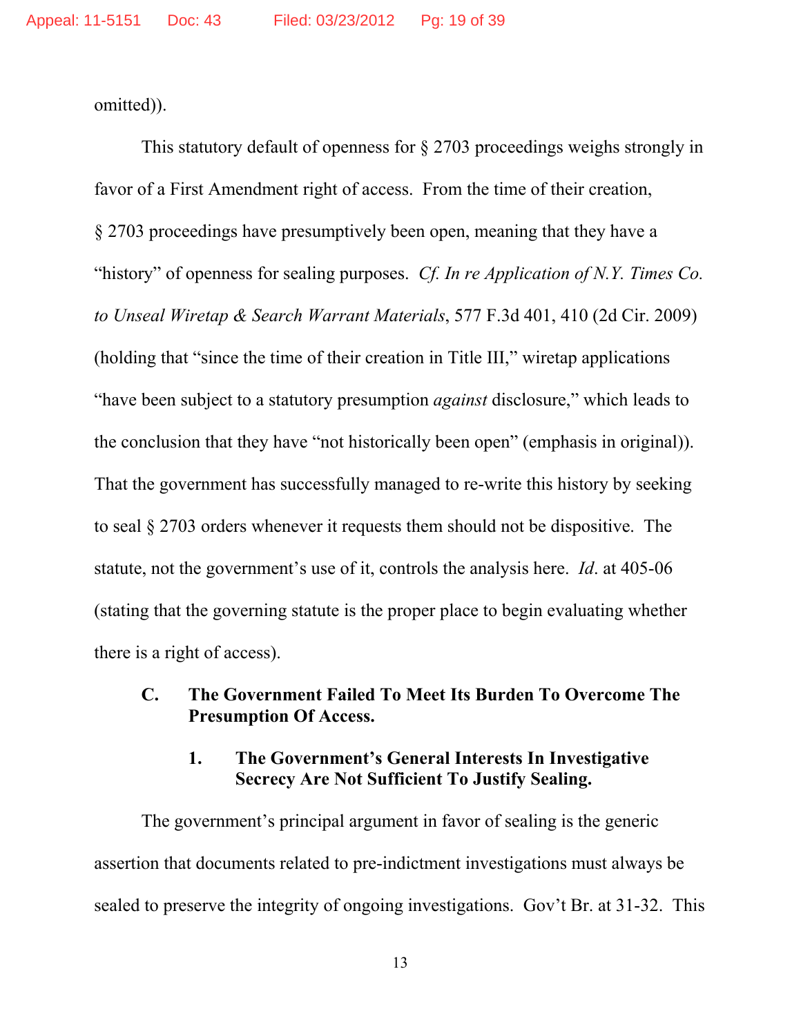omitted)).

This statutory default of openness for § 2703 proceedings weighs strongly in favor of a First Amendment right of access. From the time of their creation, § 2703 proceedings have presumptively been open, meaning that they have a "history" of openness for sealing purposes. *Cf. In re Application of N.Y. Times Co. to Unseal Wiretap & Search Warrant Materials*, 577 F.3d 401, 410 (2d Cir. 2009) (holding that "since the time of their creation in Title III," wiretap applications "have been subject to a statutory presumption *against* disclosure," which leads to the conclusion that they have "not historically been open" (emphasis in original)). That the government has successfully managed to re-write this history by seeking to seal § 2703 orders whenever it requests them should not be dispositive. The statute, not the government's use of it, controls the analysis here. *Id*. at 405-06 (stating that the governing statute is the proper place to begin evaluating whether there is a right of access).

### C. The Government Failed To Meet Its Burden To Overcome The Presumption Of Access.

#### 1. The Government's General Interests In Investigative Secrecy Are Not Sufficient To Justify Sealing.

The government's principal argument in favor of sealing is the generic assertion that documents related to pre-indictment investigations must always be sealed to preserve the integrity of ongoing investigations. Gov't Br. at 31-32. This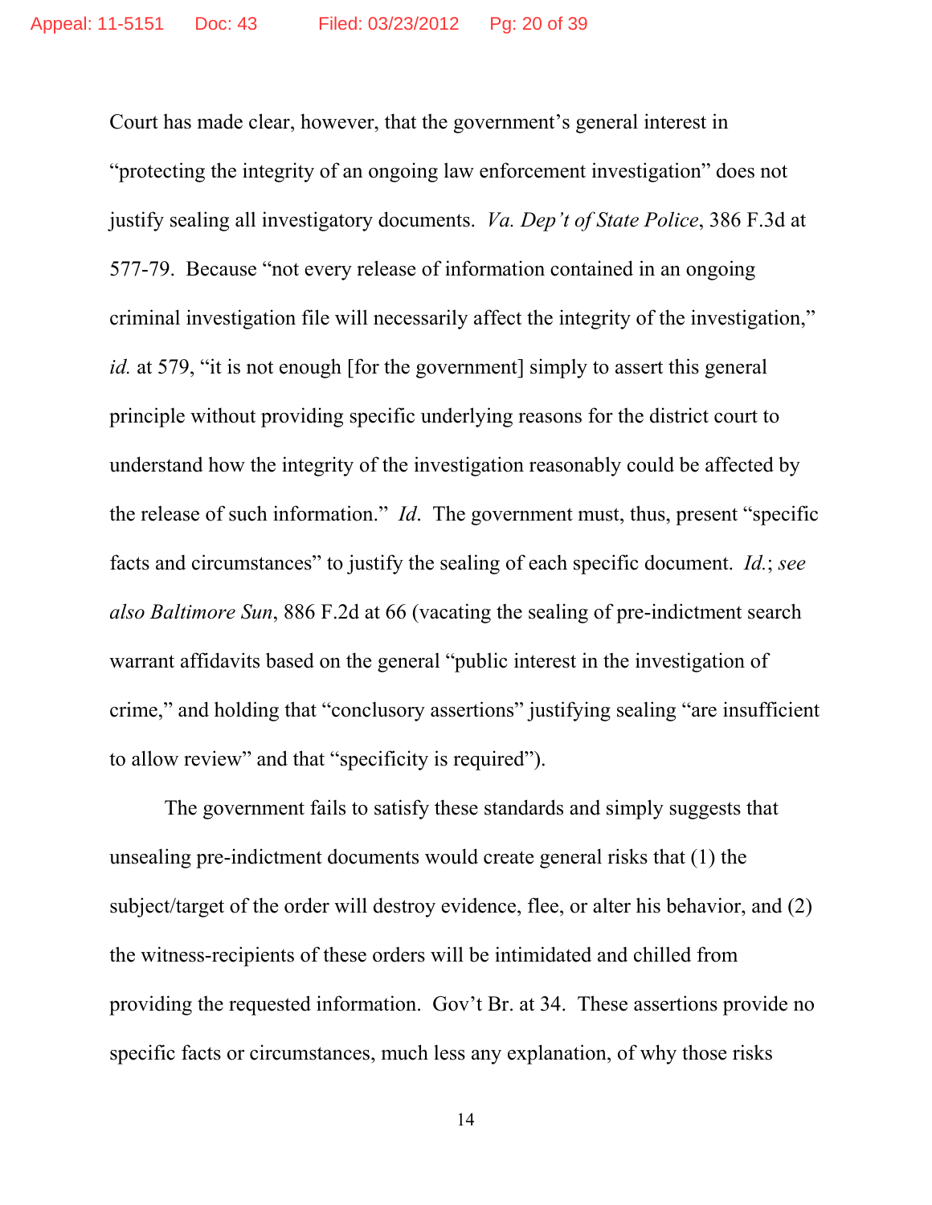Court has made clear, however, that the government's general interest in "protecting the integrity of an ongoing law enforcement investigation" does not justify sealing all investigatory documents. *Va. Dep't of State Police*, 386 F.3d at 577-79. Because "not every release of information contained in an ongoing criminal investigation file will necessarily affect the integrity of the investigation," *id.* at 579, "it is not enough [for the government] simply to assert this general principle without providing specific underlying reasons for the district court to understand how the integrity of the investigation reasonably could be affected by the release of such information." *Id*. The government must, thus, present "specific facts and circumstances" to justify the sealing of each specific document. *Id.*; *see also Baltimore Sun*, 886 F.2d at 66 (vacating the sealing of pre-indictment search warrant affidavits based on the general "public interest in the investigation of crime," and holding that "conclusory assertions" justifying sealing "are insufficient to allow review" and that "specificity is required").

The government fails to satisfy these standards and simply suggests that unsealing pre-indictment documents would create general risks that (1) the subject/target of the order will destroy evidence, flee, or alter his behavior, and (2) the witness-recipients of these orders will be intimidated and chilled from providing the requested information. Gov't Br. at 34. These assertions provide no specific facts or circumstances, much less any explanation, of why those risks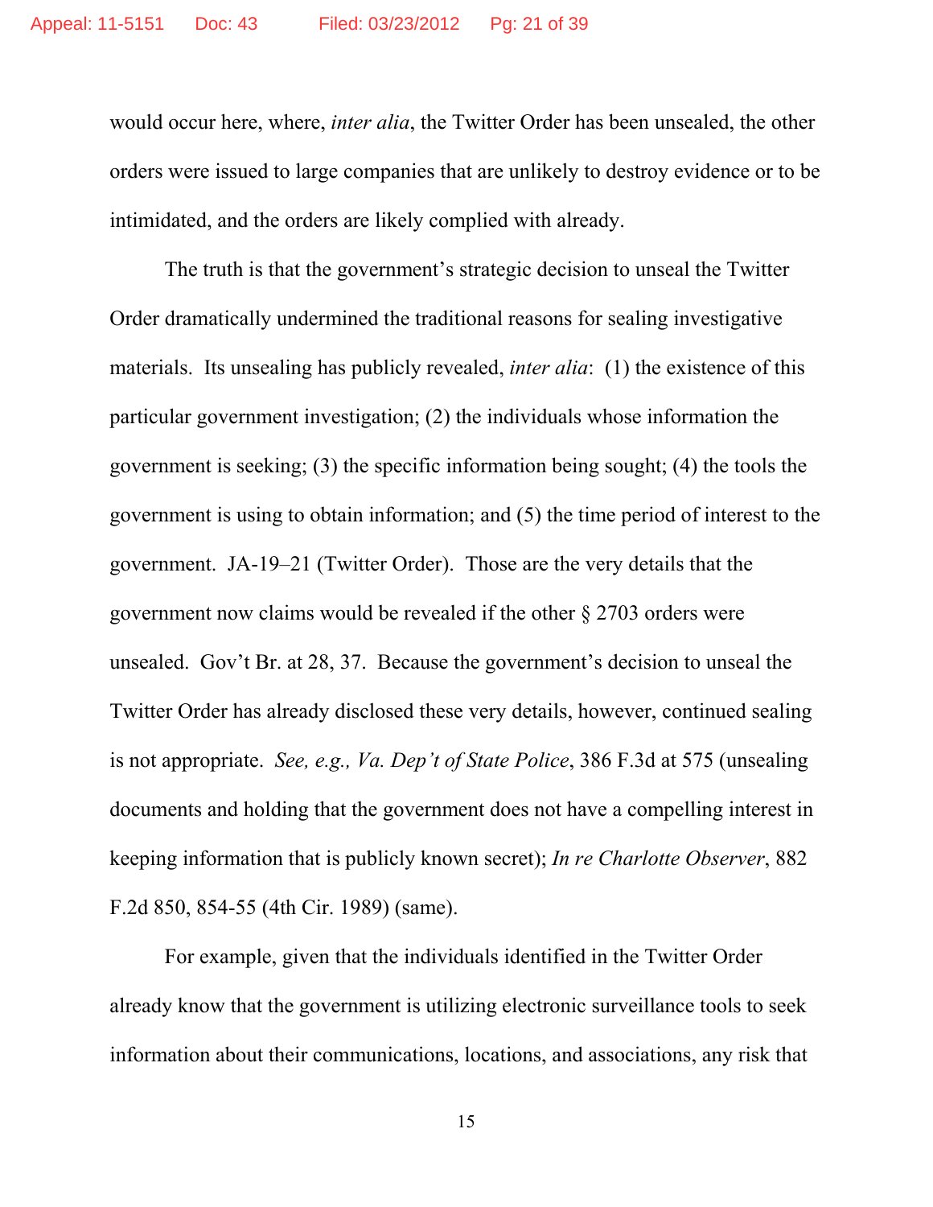would occur here, where, *inter alia*, the Twitter Order has been unsealed, the other orders were issued to large companies that are unlikely to destroy evidence or to be intimidated, and the orders are likely complied with already.

The truth is that the government's strategic decision to unseal the Twitter Order dramatically undermined the traditional reasons for sealing investigative materials. Its unsealing has publicly revealed, *inter alia*: (1) the existence of this particular government investigation; (2) the individuals whose information the government is seeking; (3) the specific information being sought; (4) the tools the government is using to obtain information; and (5) the time period of interest to the government. JA-19–21 (Twitter Order). Those are the very details that the government now claims would be revealed if the other § 2703 orders were unsealed. Gov't Br. at 28, 37. Because the government's decision to unseal the Twitter Order has already disclosed these very details, however, continued sealing is not appropriate. *See, e.g., Va. Dep't of State Police*, 386 F.3d at 575 (unsealing documents and holding that the government does not have a compelling interest in keeping information that is publicly known secret); *In re Charlotte Observer*, 882 F.2d 850, 854-55 (4th Cir. 1989) (same).

For example, given that the individuals identified in the Twitter Order already know that the government is utilizing electronic surveillance tools to seek information about their communications, locations, and associations, any risk that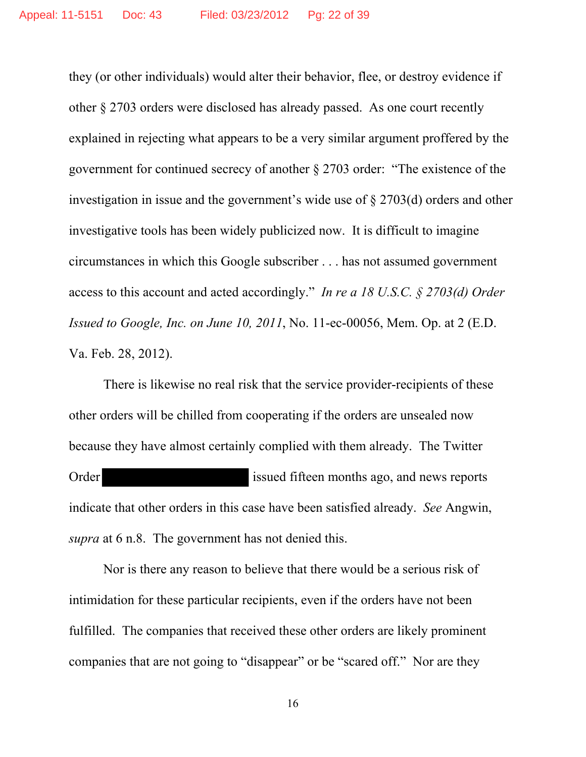they (or other individuals) would alter their behavior, flee, or destroy evidence if other § 2703 orders were disclosed has already passed. As one court recently explained in rejecting what appears to be a very similar argument proffered by the government for continued secrecy of another § 2703 order: "The existence of the investigation in issue and the government's wide use of § 2703(d) orders and other investigative tools has been widely publicized now. It is difficult to imagine circumstances in which this Google subscriber . . . has not assumed government access to this account and acted accordingly." *In re a 18 U.S.C. § 2703(d) Order Issued to Google, Inc. on June 10, 2011*, No. 11-ec-00056, Mem. Op. at 2 (E.D. Va. Feb. 28, 2012).

There is likewise no real risk that the service provider-recipients of these other orders will be chilled from cooperating if the orders are unsealed now because they have almost certainly complied with them already. The Twitter Order [REDACTED] issued fifteen months ago, and news reports indicate that other orders in this case have been satisfied already. *See* Angwin, *supra* at 6 n.8. The government has not denied this.

Nor is there any reason to believe that there would be a serious risk of intimidation for these particular recipients, even if the orders have not been fulfilled. The companies that received these other orders are likely prominent companies that are not going to "disappear" or be "scared off." Nor are they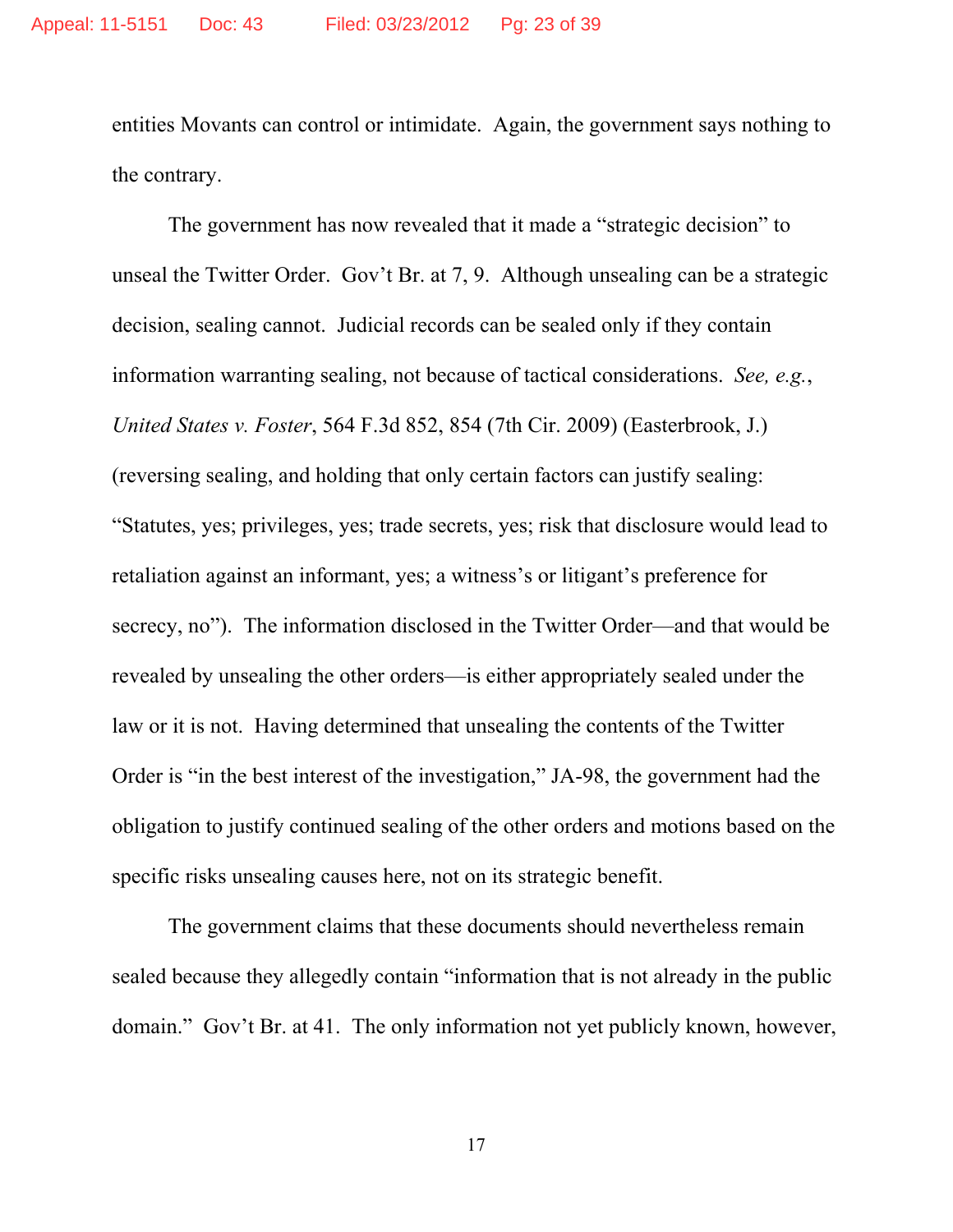entities Movants can control or intimidate. Again, the government says nothing to the contrary.

The government has now revealed that it made a "strategic decision" to unseal the Twitter Order. Gov't Br. at 7, 9. Although unsealing can be a strategic decision, sealing cannot. Judicial records can be sealed only if they contain information warranting sealing, not because of tactical considerations. *See, e.g.*, *United States v. Foster*, 564 F.3d 852, 854 (7th Cir. 2009) (Easterbrook, J.) (reversing sealing, and holding that only certain factors can justify sealing: "Statutes, yes; privileges, yes; trade secrets, yes; risk that disclosure would lead to retaliation against an informant, yes; a witness's or litigant's preference for secrecy, no"). The information disclosed in the Twitter Order—and that would be revealed by unsealing the other orders—is either appropriately sealed under the law or it is not. Having determined that unsealing the contents of the Twitter Order is "in the best interest of the investigation," JA-98, the government had the obligation to justify continued sealing of the other orders and motions based on the specific risks unsealing causes here, not on its strategic benefit.

The government claims that these documents should nevertheless remain sealed because they allegedly contain "information that is not already in the public domain." Gov't Br. at 41. The only information not yet publicly known, however,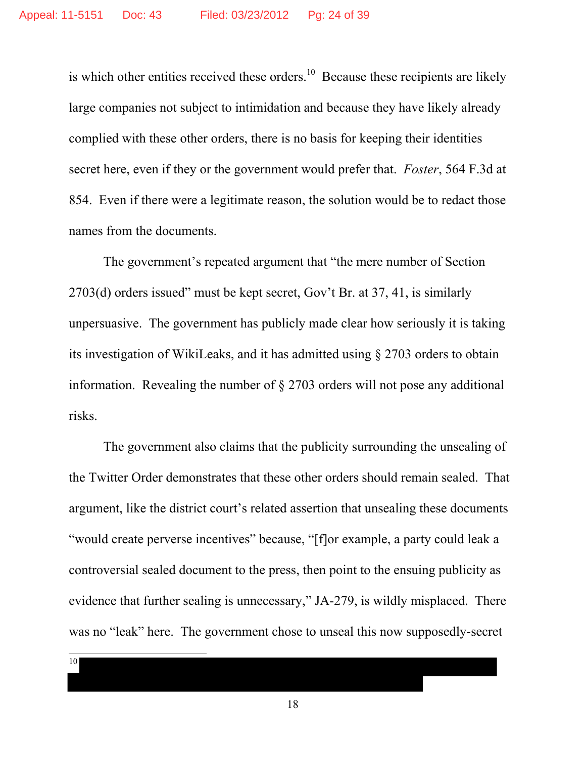is which other entities received these orders.[10] Because these recipients are likely large companies not subject to intimidation and because they have likely already complied with these other orders, there is no basis for keeping their identities secret here, even if they or the government would prefer that. *Foster*, 564 F.3d at 854. Even if there were a legitimate reason, the solution would be to redact those names from the documents.

The government's repeated argument that "the mere number of Section 2703(d) orders issued" must be kept secret, Gov't Br. at 37, 41, is similarly unpersuasive. The government has publicly made clear how seriously it is taking its investigation of WikiLeaks, and it has admitted using § 2703 orders to obtain information. Revealing the number of § 2703 orders will not pose any additional risks.

The government also claims that the publicity surrounding the unsealing of the Twitter Order demonstrates that these other orders should remain sealed. That argument, like the district court's related assertion that unsealing these documents "would create perverse incentives" because, "[f]or example, a party could leak a controversial sealed document to the press, then point to the ensuing publicity as evidence that further sealing is unnecessary," JA-279, is wildly misplaced. There was no "leak" here. The government chose to unseal this now supposedly-secret

---

[10] [REDACTED]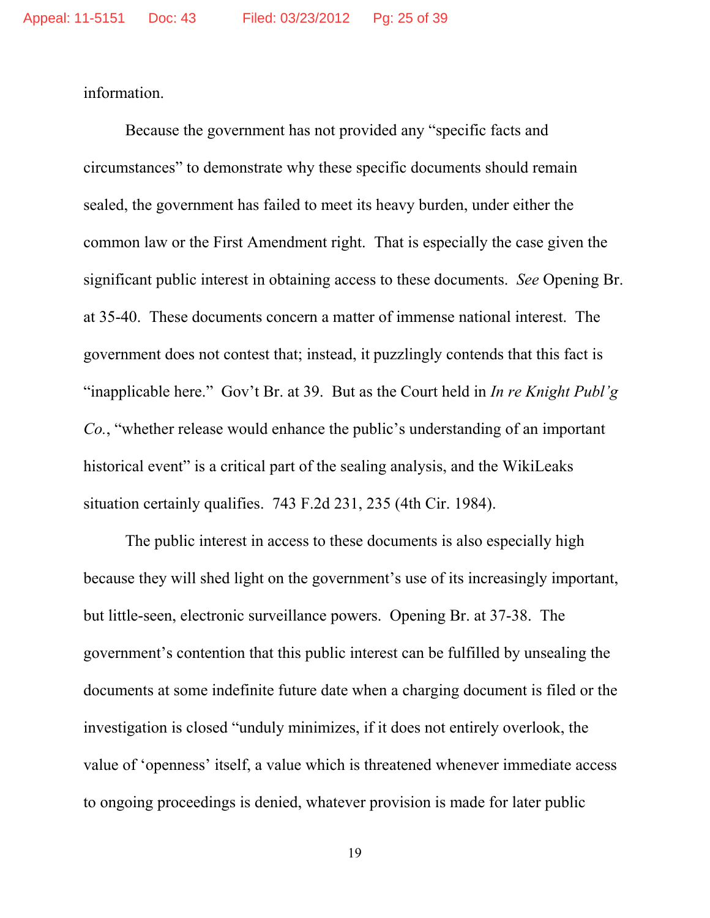information.

Because the government has not provided any "specific facts and circumstances" to demonstrate why these specific documents should remain sealed, the government has failed to meet its heavy burden, under either the common law or the First Amendment right. That is especially the case given the significant public interest in obtaining access to these documents. *See* Opening Br. at 35-40. These documents concern a matter of immense national interest. The government does not contest that; instead, it puzzlingly contends that this fact is "inapplicable here." Gov't Br. at 39. But as the Court held in *In re Knight Publ'g Co.*, "whether release would enhance the public's understanding of an important historical event" is a critical part of the sealing analysis, and the WikiLeaks situation certainly qualifies. 743 F.2d 231, 235 (4th Cir. 1984).

The public interest in access to these documents is also especially high because they will shed light on the government's use of its increasingly important, but little-seen, electronic surveillance powers. Opening Br. at 37-38. The government's contention that this public interest can be fulfilled by unsealing the documents at some indefinite future date when a charging document is filed or the investigation is closed "unduly minimizes, if it does not entirely overlook, the value of 'openness' itself, a value which is threatened whenever immediate access to ongoing proceedings is denied, whatever provision is made for later public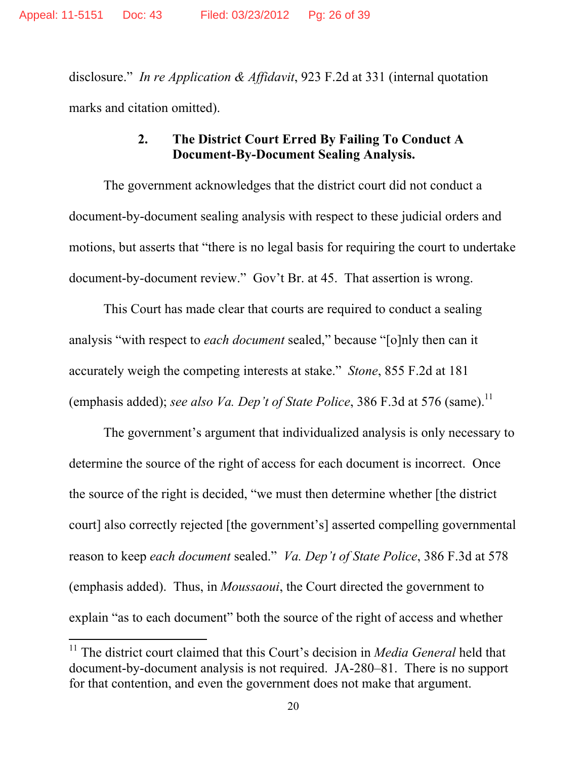disclosure." *In re Application & Affidavit*, 923 F.2d at 331 (internal quotation marks and citation omitted).

### 2. The District Court Erred By Failing To Conduct A Document-By-Document Sealing Analysis.

The government acknowledges that the district court did not conduct a document-by-document sealing analysis with respect to these judicial orders and motions, but asserts that "there is no legal basis for requiring the court to undertake document-by-document review." Gov't Br. at 45. That assertion is wrong.

This Court has made clear that courts are required to conduct a sealing analysis "with respect to *each document* sealed," because "[o]nly then can it accurately weigh the competing interests at stake." *Stone*, 855 F.2d at 181 (emphasis added); *see also Va. Dep't of State Police*, 386 F.3d at 576 (same).[11]

The government's argument that individualized analysis is only necessary to determine the source of the right of access for each document is incorrect. Once the source of the right is decided, "we must then determine whether [the district court] also correctly rejected [the government's] asserted compelling governmental reason to keep *each document* sealed." *Va. Dep't of State Police*, 386 F.3d at 578 (emphasis added). Thus, in *Moussaoui*, the Court directed the government to explain "as to each document" both the source of the right of access and whether

---

[11] The district court claimed that this Court's decision in *Media General* held that document-by-document analysis is not required. JA-280–81. There is no support for that contention, and even the government does not make that argument.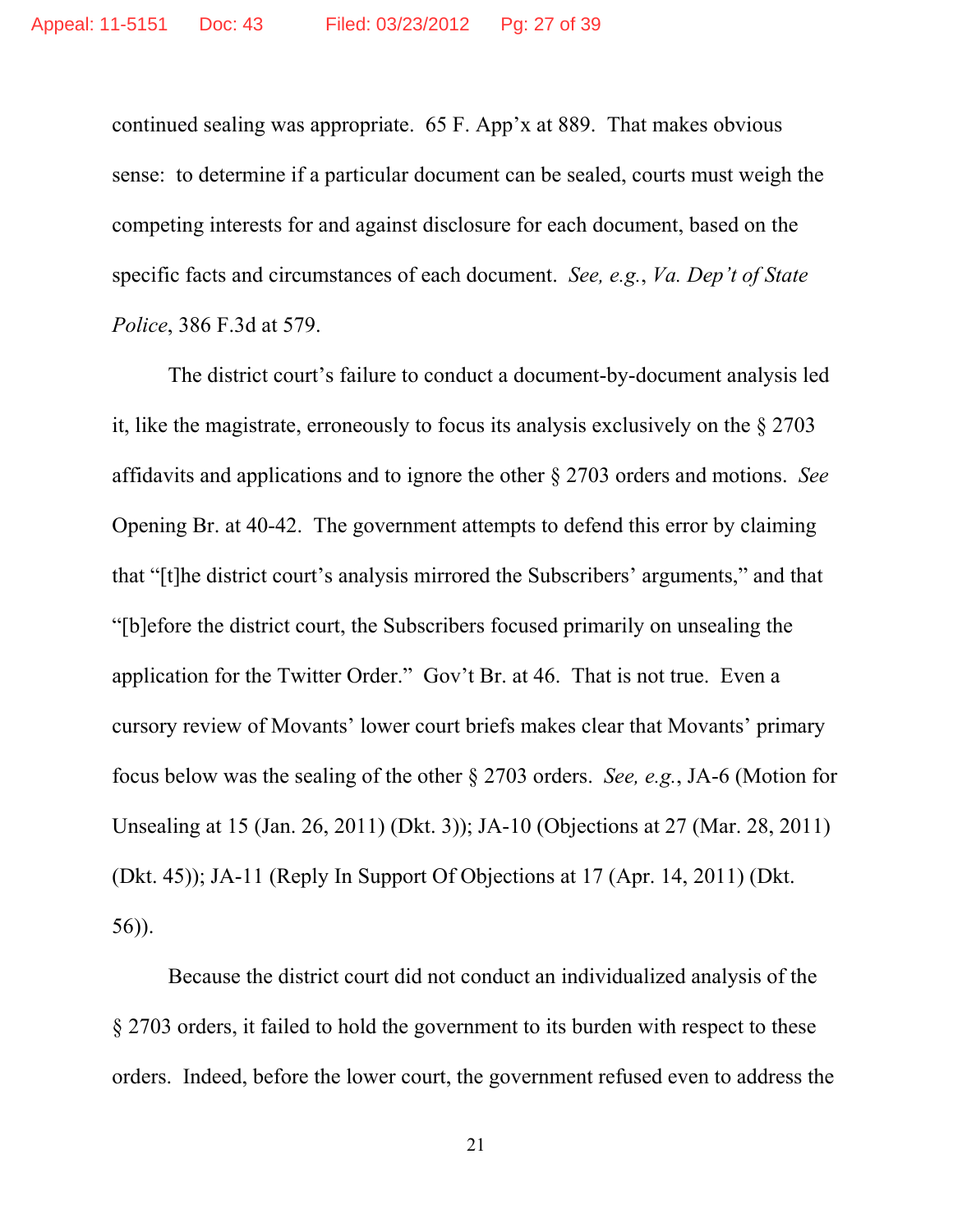continued sealing was appropriate. 65 F. App'x at 889. That makes obvious sense: to determine if a particular document can be sealed, courts must weigh the competing interests for and against disclosure for each document, based on the specific facts and circumstances of each document. *See, e.g.*, *Va. Dep't of State Police*, 386 F.3d at 579.

The district court's failure to conduct a document-by-document analysis led it, like the magistrate, erroneously to focus its analysis exclusively on the § 2703 affidavits and applications and to ignore the other § 2703 orders and motions. *See* Opening Br. at 40-42. The government attempts to defend this error by claiming that "[t]he district court's analysis mirrored the Subscribers' arguments," and that "[b]efore the district court, the Subscribers focused primarily on unsealing the application for the Twitter Order." Gov't Br. at 46. That is not true. Even a cursory review of Movants' lower court briefs makes clear that Movants' primary focus below was the sealing of the other § 2703 orders. *See, e.g.*, JA-6 (Motion for Unsealing at 15 (Jan. 26, 2011) (Dkt. 3)); JA-10 (Objections at 27 (Mar. 28, 2011) (Dkt. 45)); JA-11 (Reply In Support Of Objections at 17 (Apr. 14, 2011) (Dkt. 56)).

Because the district court did not conduct an individualized analysis of the § 2703 orders, it failed to hold the government to its burden with respect to these orders. Indeed, before the lower court, the government refused even to address the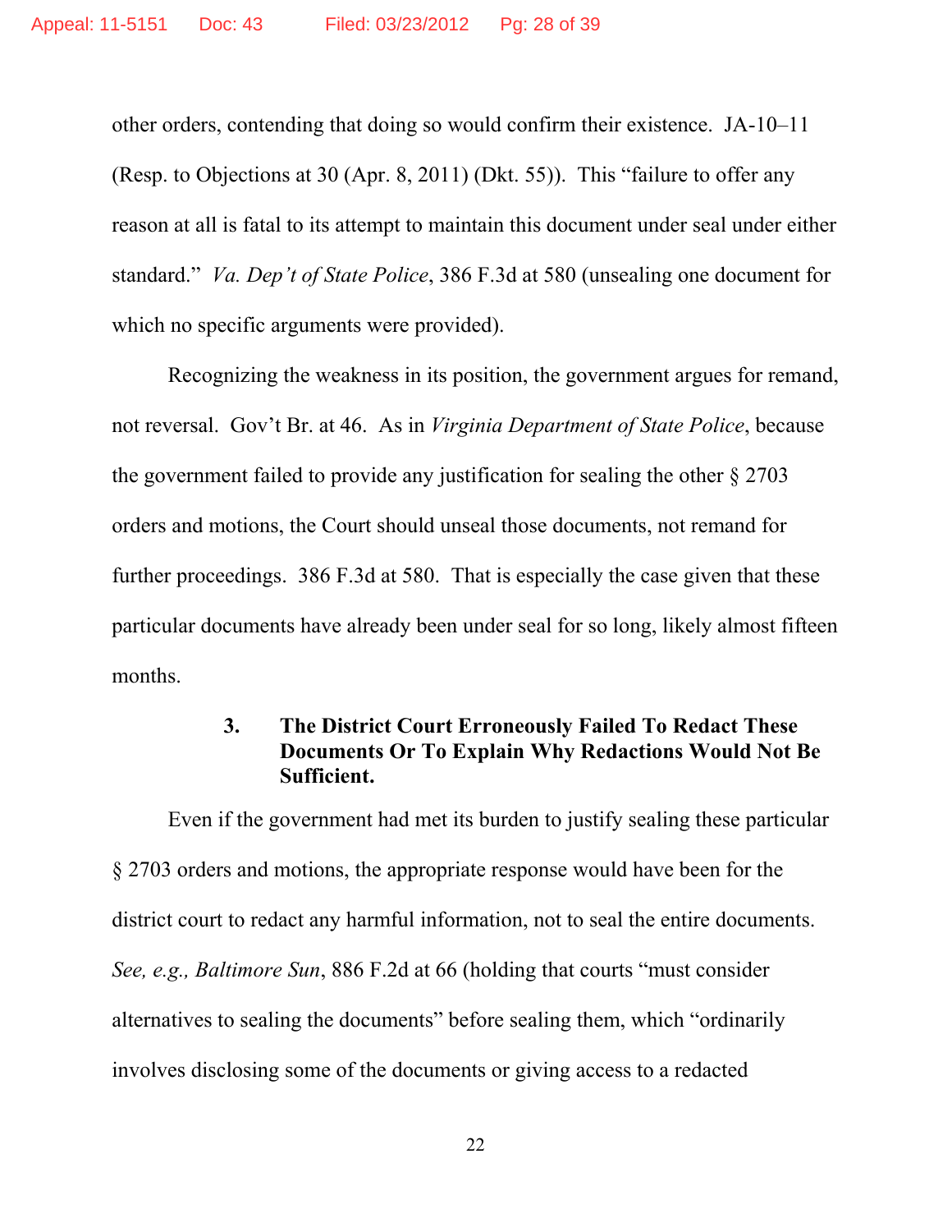other orders, contending that doing so would confirm their existence. JA-10–11 (Resp. to Objections at 30 (Apr. 8, 2011) (Dkt. 55)). This "failure to offer any reason at all is fatal to its attempt to maintain this document under seal under either standard." *Va. Dep't of State Police*, 386 F.3d at 580 (unsealing one document for which no specific arguments were provided).

Recognizing the weakness in its position, the government argues for remand, not reversal. Gov't Br. at 46. As in *Virginia Department of State Police*, because the government failed to provide any justification for sealing the other § 2703 orders and motions, the Court should unseal those documents, not remand for further proceedings. 386 F.3d at 580. That is especially the case given that these particular documents have already been under seal for so long, likely almost fifteen months.

#### 3. The District Court Erroneously Failed To Redact These Documents Or To Explain Why Redactions Would Not Be Sufficient.

Even if the government had met its burden to justify sealing these particular § 2703 orders and motions, the appropriate response would have been for the district court to redact any harmful information, not to seal the entire documents. *See, e.g., Baltimore Sun*, 886 F.2d at 66 (holding that courts "must consider alternatives to sealing the documents" before sealing them, which "ordinarily involves disclosing some of the documents or giving access to a redacted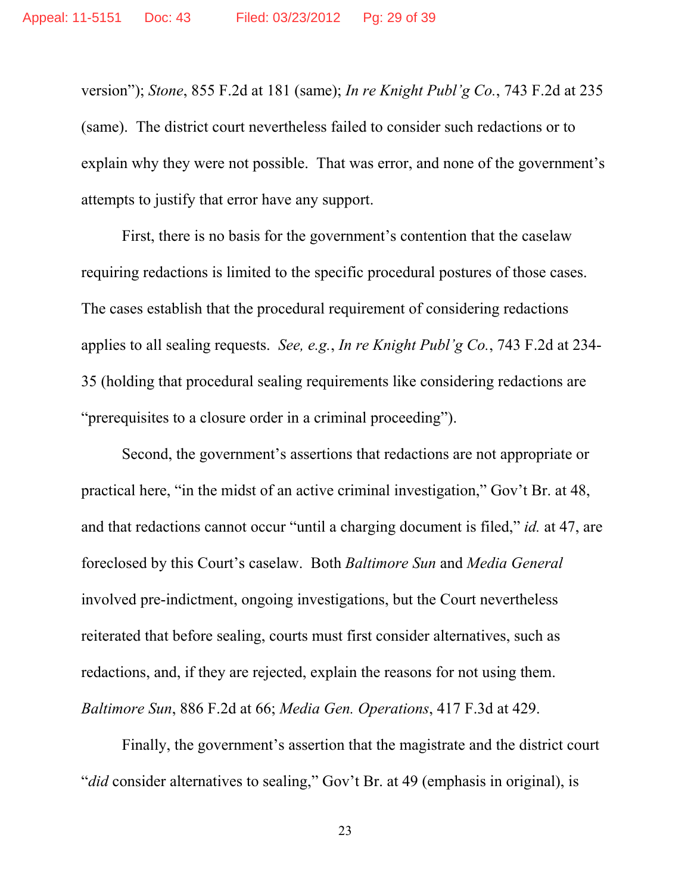version"); *Stone*, 855 F.2d at 181 (same); *In re Knight Publ'g Co.*, 743 F.2d at 235 (same). The district court nevertheless failed to consider such redactions or to explain why they were not possible. That was error, and none of the government's attempts to justify that error have any support.

First, there is no basis for the government's contention that the caselaw requiring redactions is limited to the specific procedural postures of those cases. The cases establish that the procedural requirement of considering redactions applies to all sealing requests. *See, e.g.*, *In re Knight Publ'g Co.*, 743 F.2d at 234-35 (holding that procedural sealing requirements like considering redactions are "prerequisites to a closure order in a criminal proceeding").

Second, the government's assertions that redactions are not appropriate or practical here, "in the midst of an active criminal investigation," Gov't Br. at 48, and that redactions cannot occur "until a charging document is filed," *id.* at 47, are foreclosed by this Court's caselaw. Both *Baltimore Sun* and *Media General* involved pre-indictment, ongoing investigations, but the Court nevertheless reiterated that before sealing, courts must first consider alternatives, such as redactions, and, if they are rejected, explain the reasons for not using them. *Baltimore Sun*, 886 F.2d at 66; *Media Gen. Operations*, 417 F.3d at 429.

Finally, the government's assertion that the magistrate and the district court "*did* consider alternatives to sealing," Gov't Br. at 49 (emphasis in original), is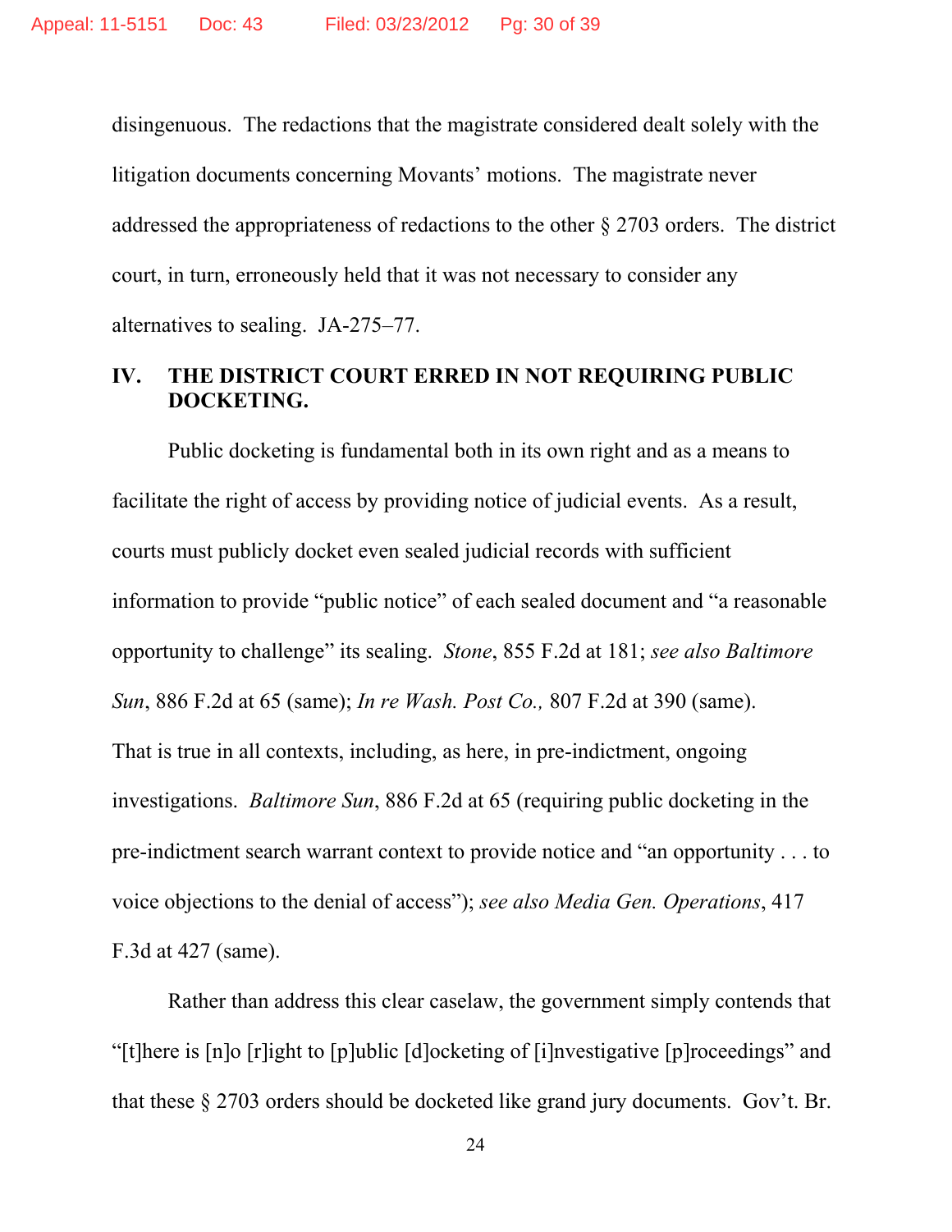disingenuous. The redactions that the magistrate considered dealt solely with the litigation documents concerning Movants' motions. The magistrate never addressed the appropriateness of redactions to the other § 2703 orders. The district court, in turn, erroneously held that it was not necessary to consider any alternatives to sealing. JA-275–77.

## IV. THE DISTRICT COURT ERRED IN NOT REQUIRING PUBLIC DOCKETING.

Public docketing is fundamental both in its own right and as a means to facilitate the right of access by providing notice of judicial events. As a result, courts must publicly docket even sealed judicial records with sufficient information to provide "public notice" of each sealed document and "a reasonable opportunity to challenge" its sealing. *Stone*, 855 F.2d at 181; *see also Baltimore Sun*, 886 F.2d at 65 (same); *In re Wash. Post Co.,* 807 F.2d at 390 (same). That is true in all contexts, including, as here, in pre-indictment, ongoing investigations. *Baltimore Sun*, 886 F.2d at 65 (requiring public docketing in the pre-indictment search warrant context to provide notice and "an opportunity . . . to voice objections to the denial of access"); *see also Media Gen. Operations*, 417 F.3d at 427 (same).

Rather than address this clear caselaw, the government simply contends that "[t]here is [n]o [r]ight to [p]ublic [d]ocketing of [i]nvestigative [p]roceedings" and that these § 2703 orders should be docketed like grand jury documents. Gov't. Br.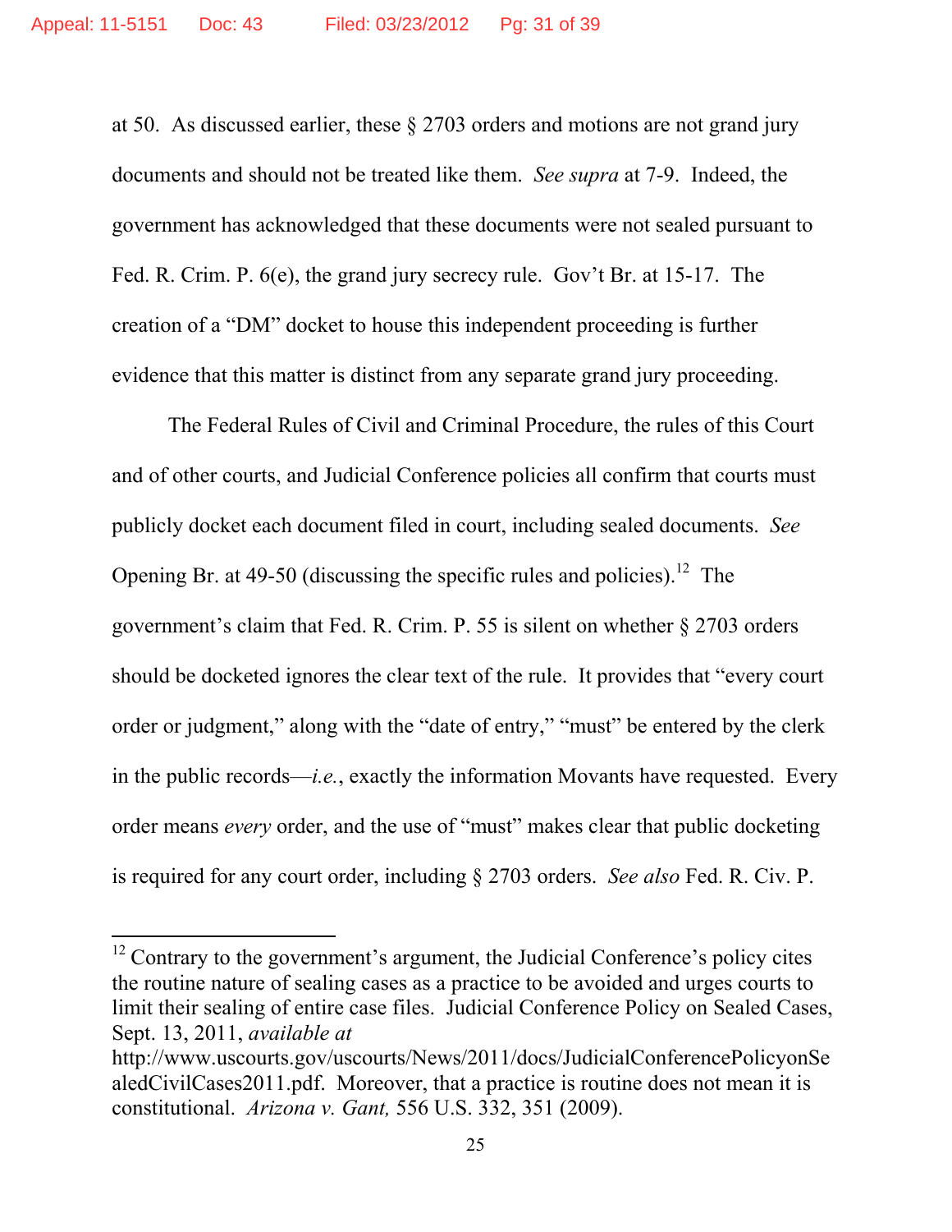at 50. As discussed earlier, these § 2703 orders and motions are not grand jury documents and should not be treated like them. *See supra* at 7-9. Indeed, the government has acknowledged that these documents were not sealed pursuant to Fed. R. Crim. P. 6(e), the grand jury secrecy rule. Gov't Br. at 15-17. The creation of a "DM" docket to house this independent proceeding is further evidence that this matter is distinct from any separate grand jury proceeding.

The Federal Rules of Civil and Criminal Procedure, the rules of this Court and of other courts, and Judicial Conference policies all confirm that courts must publicly docket each document filed in court, including sealed documents. *See* Opening Br. at 49-50 (discussing the specific rules and policies).[12] The government's claim that Fed. R. Crim. P. 55 is silent on whether § 2703 orders should be docketed ignores the clear text of the rule. It provides that "every court order or judgment," along with the "date of entry," "must" be entered by the clerk in the public records—*i.e.*, exactly the information Movants have requested. Every order means *every* order, and the use of "must" makes clear that public docketing is required for any court order, including § 2703 orders. *See also* Fed. R. Civ. P.

---

[12] Contrary to the government's argument, the Judicial Conference's policy cites the routine nature of sealing cases as a practice to be avoided and urges courts to limit their sealing of entire case files. Judicial Conference Policy on Sealed Cases, Sept. 13, 2011, *available at* http://www.uscourts.gov/uscourts/News/2011/docs/JudicialConferencePolicyonSealedCivilCases2011.pdf. Moreover, that a practice is routine does not mean it is constitutional. *Arizona v. Gant,* 556 U.S. 332, 351 (2009).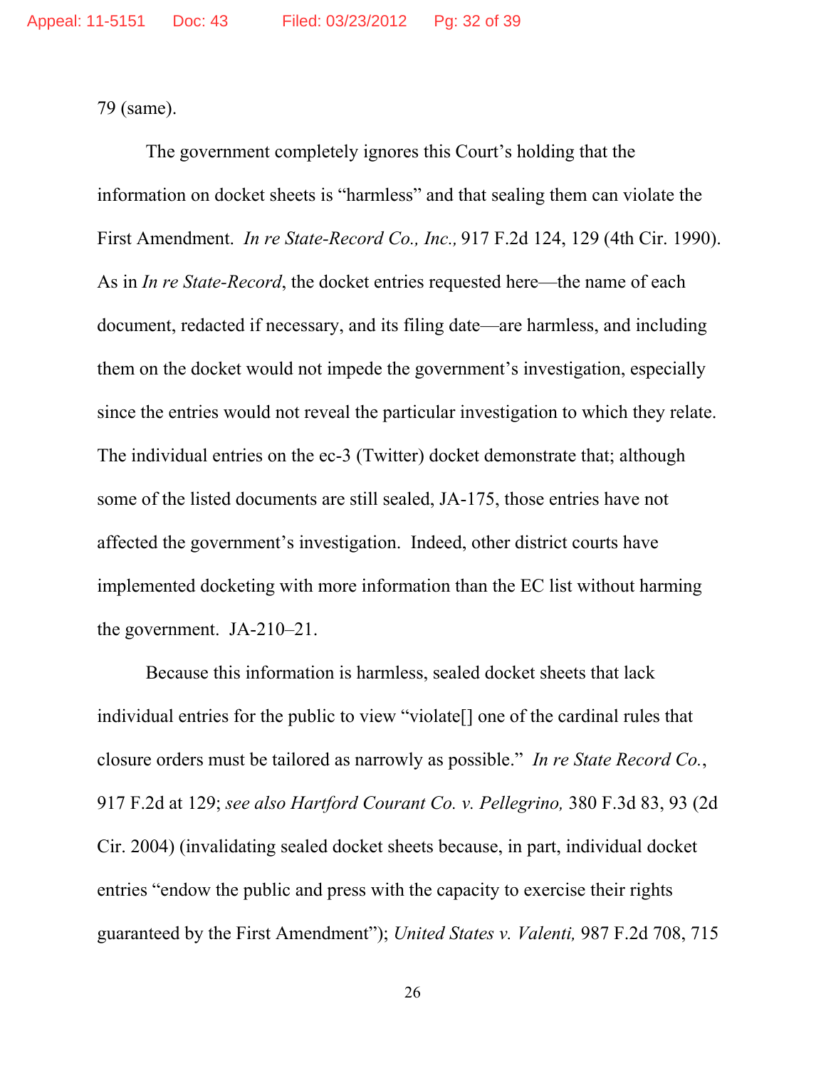79 (same).

The government completely ignores this Court's holding that the information on docket sheets is "harmless" and that sealing them can violate the First Amendment. *In re State-Record Co., Inc.,* 917 F.2d 124, 129 (4th Cir. 1990). As in *In re State-Record*, the docket entries requested here—the name of each document, redacted if necessary, and its filing date—are harmless, and including them on the docket would not impede the government's investigation, especially since the entries would not reveal the particular investigation to which they relate. The individual entries on the ec-3 (Twitter) docket demonstrate that; although some of the listed documents are still sealed, JA-175, those entries have not affected the government's investigation. Indeed, other district courts have implemented docketing with more information than the EC list without harming the government. JA-210–21.

Because this information is harmless, sealed docket sheets that lack individual entries for the public to view "violate[] one of the cardinal rules that closure orders must be tailored as narrowly as possible." *In re State Record Co.*, 917 F.2d at 129; *see also Hartford Courant Co. v. Pellegrino,* 380 F.3d 83, 93 (2d Cir. 2004) (invalidating sealed docket sheets because, in part, individual docket entries "endow the public and press with the capacity to exercise their rights guaranteed by the First Amendment"); *United States v. Valenti,* 987 F.2d 708, 715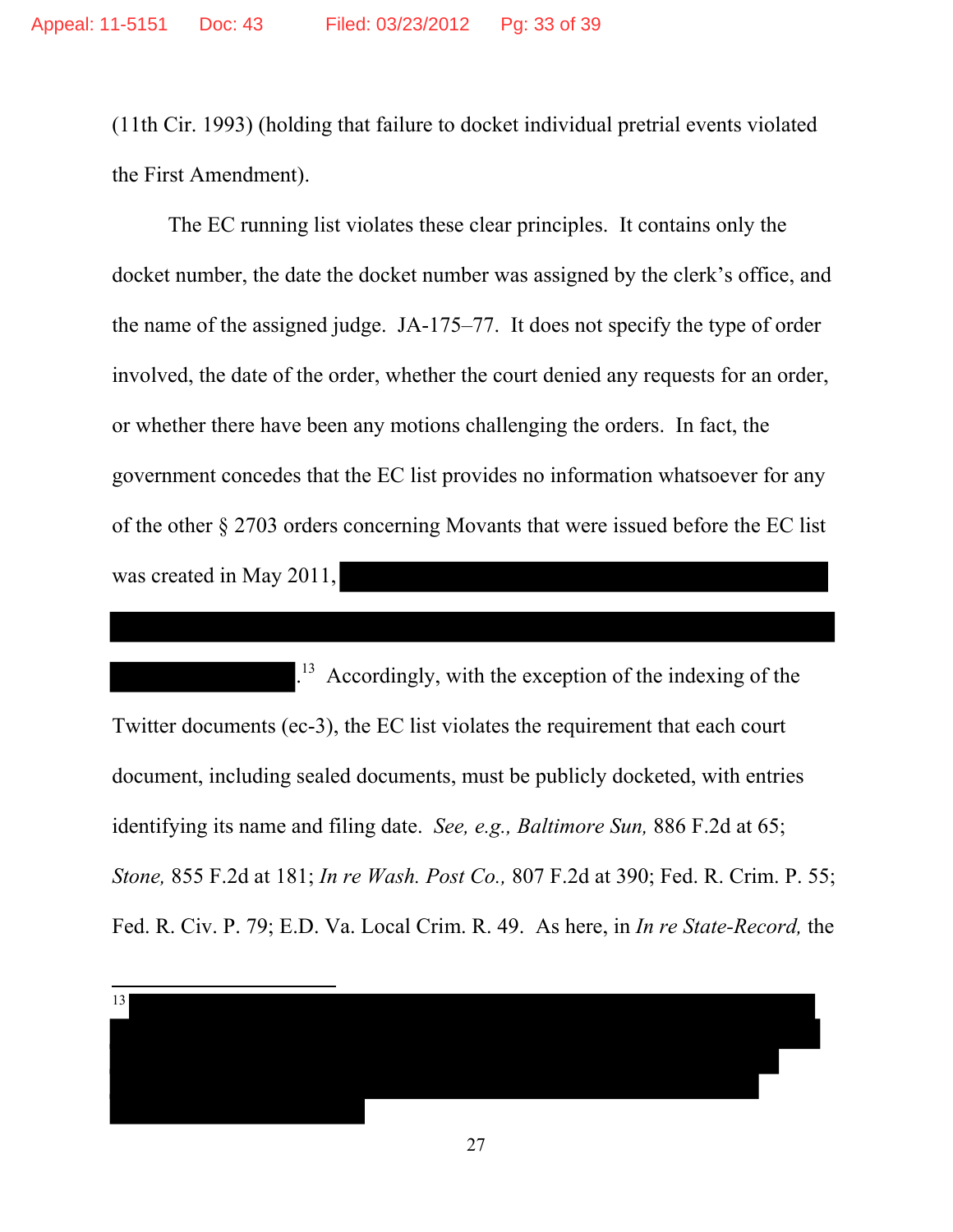(11th Cir. 1993) (holding that failure to docket individual pretrial events violated the First Amendment).

The EC running list violates these clear principles. It contains only the docket number, the date the docket number was assigned by the clerk's office, and the name of the assigned judge. JA-175–77. It does not specify the type of order involved, the date of the order, whether the court denied any requests for an order, or whether there have been any motions challenging the orders. In fact, the government concedes that the EC list provides no information whatsoever for any of the other § 2703 orders concerning Movants that were issued before the EC list was created in May 2011, [REDACTED].[13] Accordingly, with the exception of the indexing of the Twitter documents (ec-3), the EC list violates the requirement that each court document, including sealed documents, must be publicly docketed, with entries identifying its name and filing date. *See, e.g., Baltimore Sun,* 886 F.2d at 65; *Stone,* 855 F.2d at 181; *In re Wash. Post Co.,* 807 F.2d at 390; Fed. R. Crim. P. 55; Fed. R. Civ. P. 79; E.D. Va. Local Crim. R. 49. As here, in *In re State-Record,* the

---

[13] [REDACTED]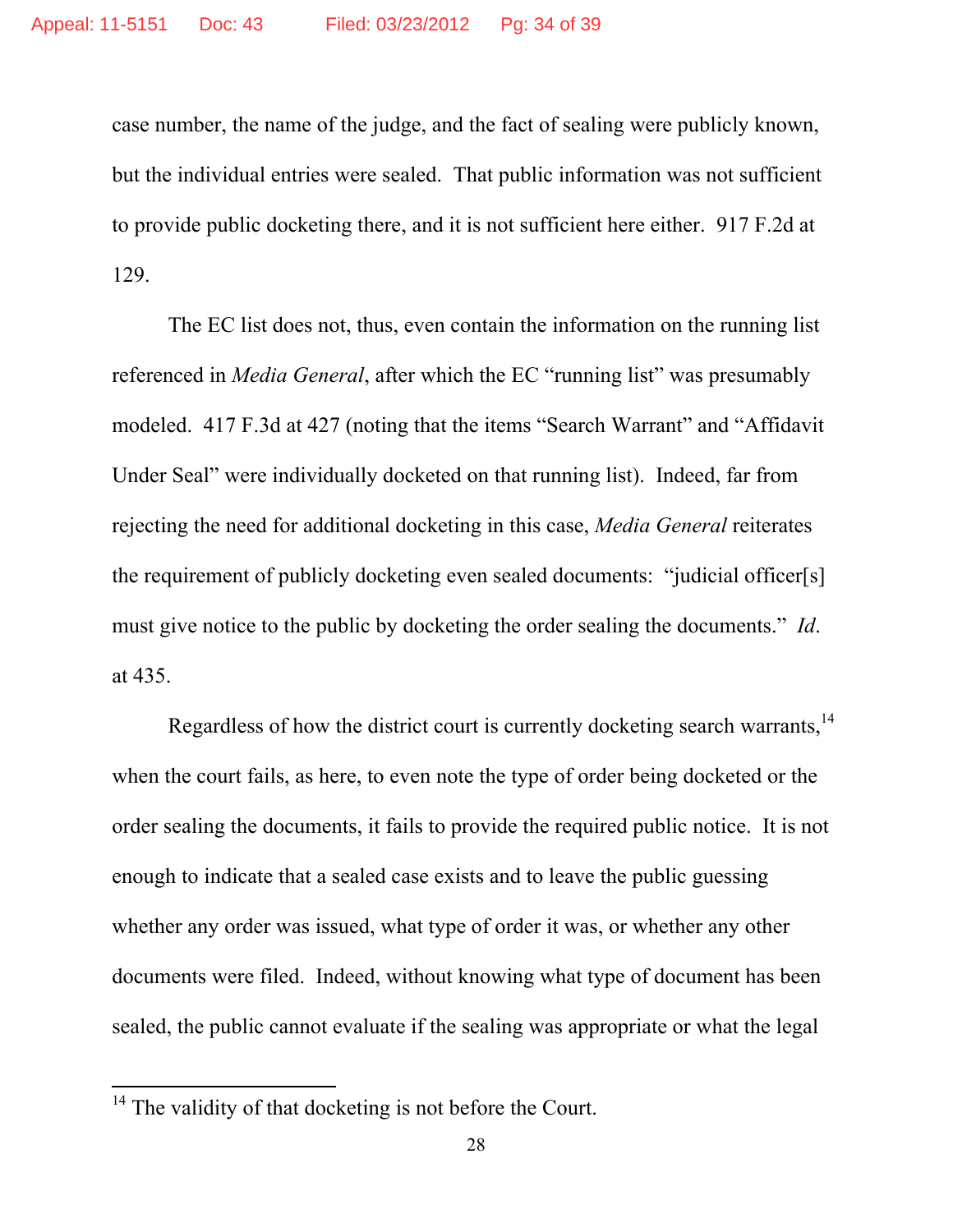case number, the name of the judge, and the fact of sealing were publicly known, but the individual entries were sealed. That public information was not sufficient to provide public docketing there, and it is not sufficient here either. 917 F.2d at 129.

The EC list does not, thus, even contain the information on the running list referenced in *Media General*, after which the EC "running list" was presumably modeled. 417 F.3d at 427 (noting that the items "Search Warrant" and "Affidavit Under Seal" were individually docketed on that running list). Indeed, far from rejecting the need for additional docketing in this case, *Media General* reiterates the requirement of publicly docketing even sealed documents: "judicial officer[s] must give notice to the public by docketing the order sealing the documents." *Id*. at 435.

Regardless of how the district court is currently docketing search warrants,[14] when the court fails, as here, to even note the type of order being docketed or the order sealing the documents, it fails to provide the required public notice. It is not enough to indicate that a sealed case exists and to leave the public guessing whether any order was issued, what type of order it was, or whether any other documents were filed. Indeed, without knowing what type of document has been sealed, the public cannot evaluate if the sealing was appropriate or what the legal

[14] The validity of that docketing is not before the Court.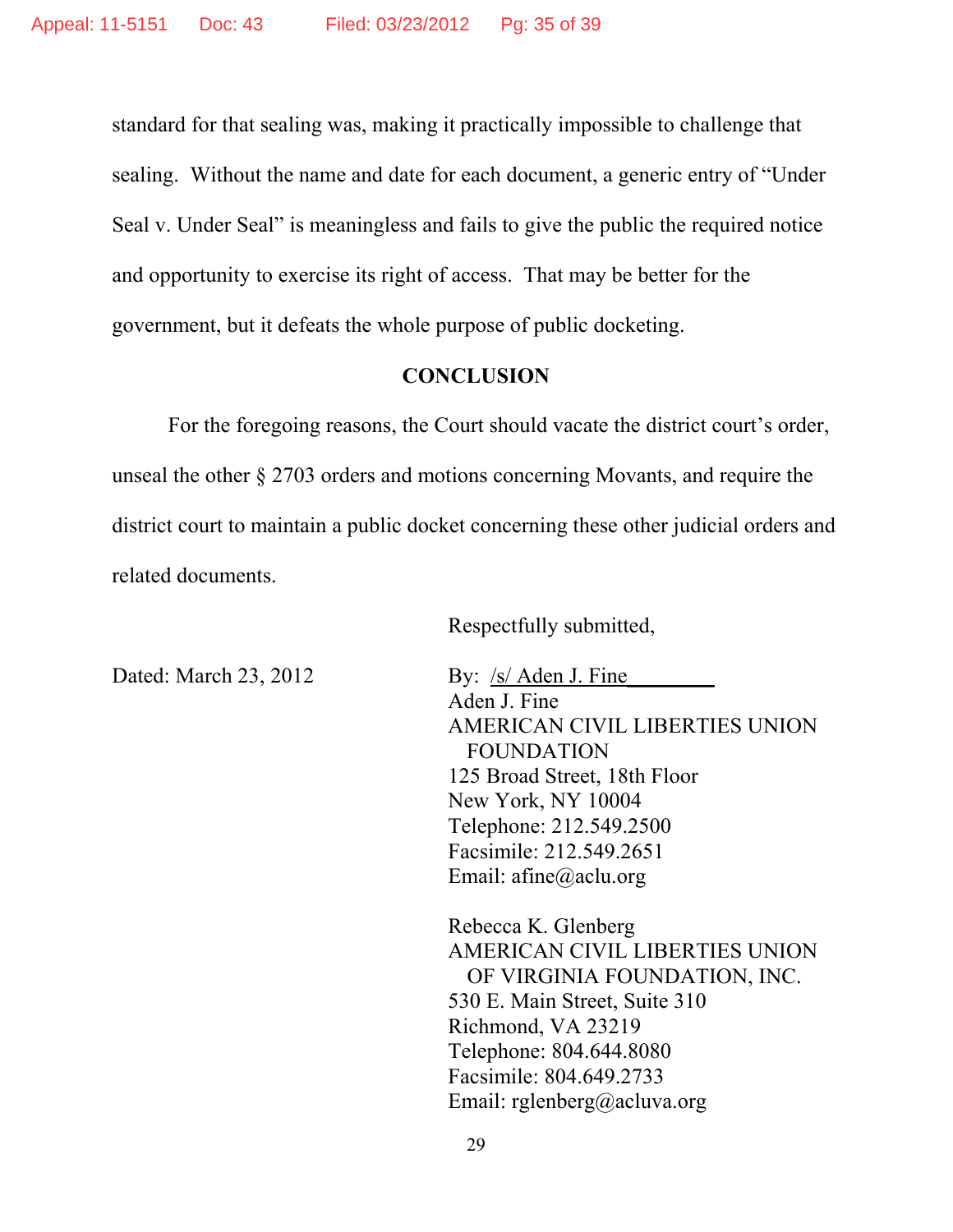standard for that sealing was, making it practically impossible to challenge that sealing. Without the name and date for each document, a generic entry of "Under Seal v. Under Seal" is meaningless and fails to give the public the required notice and opportunity to exercise its right of access. That may be better for the government, but it defeats the whole purpose of public docketing.

## CONCLUSION

For the foregoing reasons, the Court should vacate the district court's order, unseal the other § 2703 orders and motions concerning Movants, and require the district court to maintain a public docket concerning these other judicial orders and related documents.

Respectfully submitted,

Dated: March 23, 2012

By: /s/ Aden J. Fine
Aden J. Fine
AMERICAN CIVIL LIBERTIES UNION FOUNDATION
125 Broad Street, 18th Floor
New York, NY 10004
Telephone: 212.549.2500
Facsimile: 212.549.2651
Email: afine@aclu.org

Rebecca K. Glenberg
AMERICAN CIVIL LIBERTIES UNION OF VIRGINIA FOUNDATION, INC.
530 E. Main Street, Suite 310
Richmond, VA 23219
Telephone: 804.644.8080
Facsimile: 804.649.2733
Email: rglenberg@acluva.org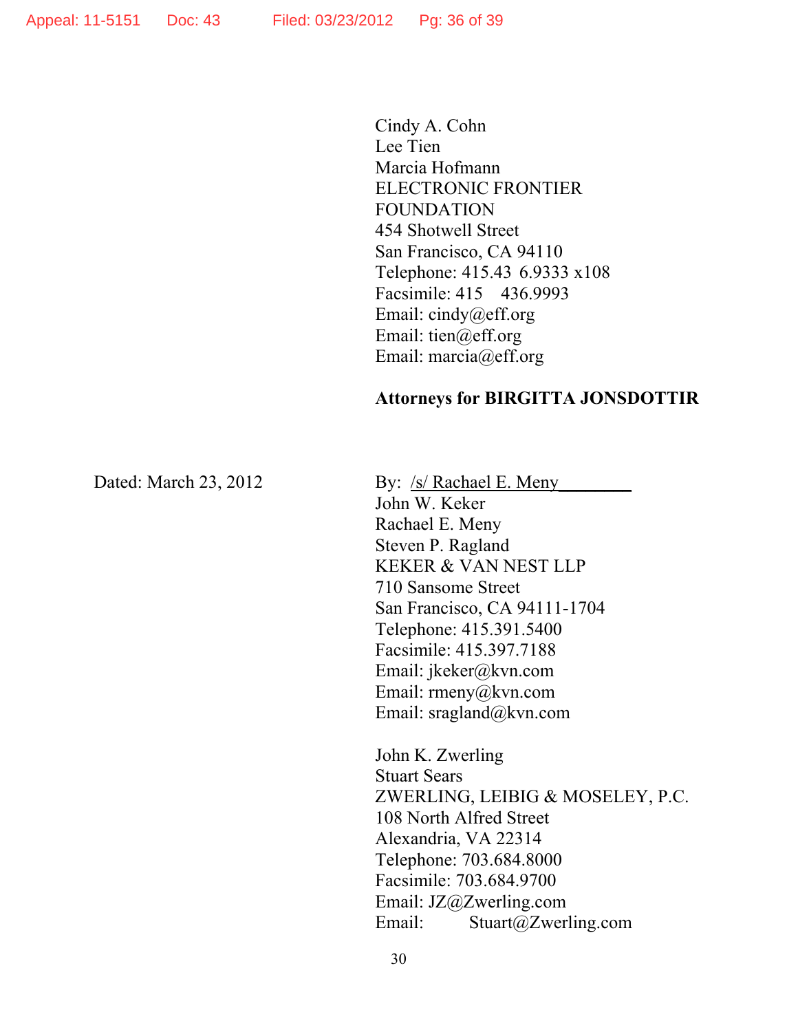Cindy A. Cohn
Lee Tien
Marcia Hofmann
ELECTRONIC FRONTIER
FOUNDATION
454 Shotwell Street
San Francisco, CA 94110
Telephone: 415.43 6.9333 x108
Facsimile: 415 436.9993
Email: cindy@eff.org
Email: tien@eff.org
Email: marcia@eff.org

**Attorneys for BIRGITTA JONSDOTTIR**

Dated: March 23, 2012

By: /s/ Rachael E. Meny________
John W. Keker
Rachael E. Meny
Steven P. Ragland
KEKER & VAN NEST LLP
710 Sansome Street
San Francisco, CA 94111-1704
Telephone: 415.391.5400
Facsimile: 415.397.7188
Email: jkeker@kvn.com
Email: rmeny@kvn.com
Email: sragland@kvn.com

John K. Zwerling
Stuart Sears
ZWERLING, LEIBIG & MOSELEY, P.C.
108 North Alfred Street
Alexandria, VA 22314
Telephone: 703.684.8000
Facsimile: 703.684.9700
Email: JZ@Zwerling.com
Email: Stuart@Zwerling.com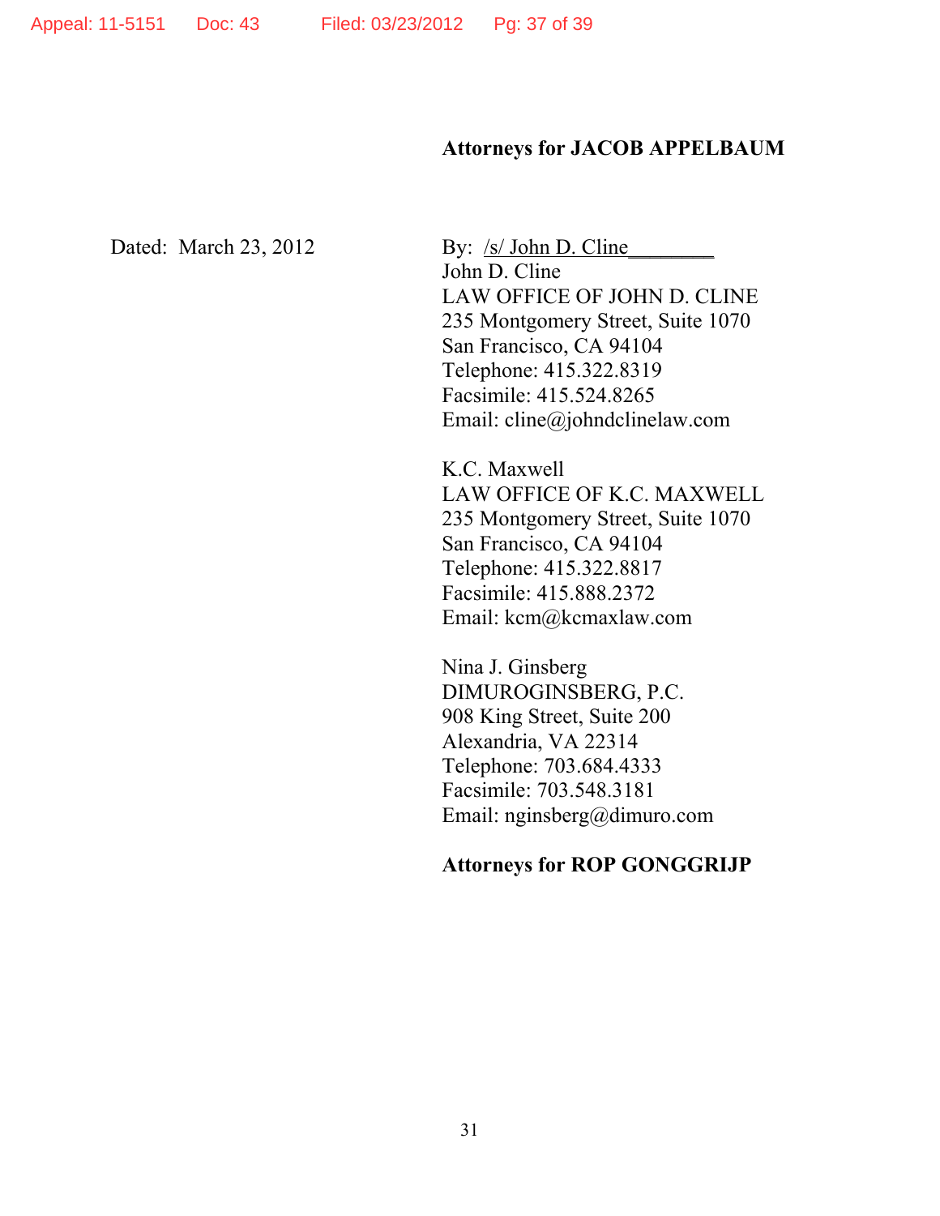**Attorneys for JACOB APPELBAUM**

Dated: March 23, 2012

By: /s/ John D. Cline________
John D. Cline
LAW OFFICE OF JOHN D. CLINE
235 Montgomery Street, Suite 1070
San Francisco, CA 94104
Telephone: 415.322.8319
Facsimile: 415.524.8265
Email: cline@johndclinelaw.com

K.C. Maxwell
LAW OFFICE OF K.C. MAXWELL
235 Montgomery Street, Suite 1070
San Francisco, CA 94104
Telephone: 415.322.8817
Facsimile: 415.888.2372
Email: kcm@kcmaxlaw.com

Nina J. Ginsberg
DIMUROGINSBERG, P.C.
908 King Street, Suite 200
Alexandria, VA 22314
Telephone: 703.684.4333
Facsimile: 703.548.3181
Email: nginsberg@dimuro.com

**Attorneys for ROP GONGGRIJP**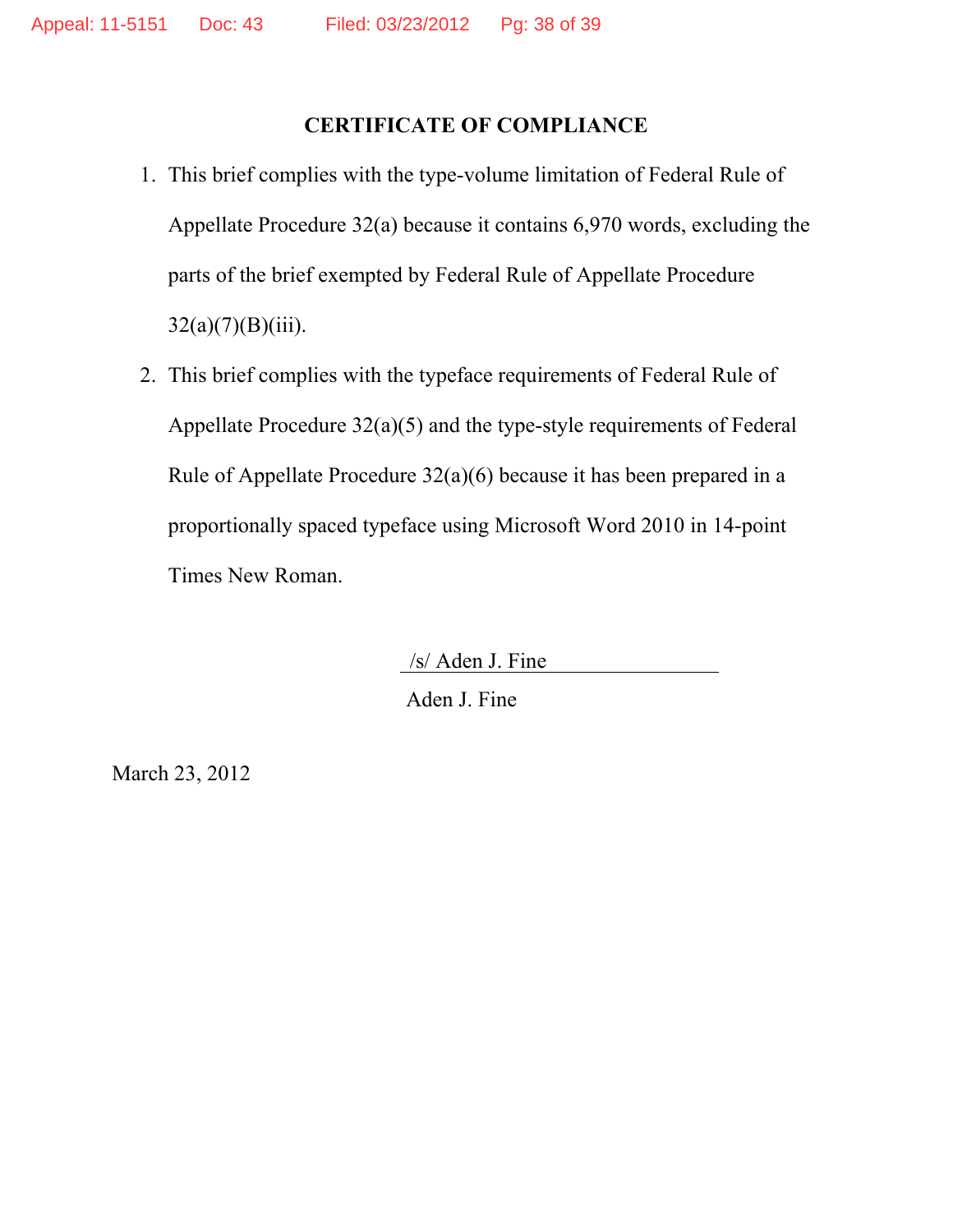**CERTIFICATE OF COMPLIANCE**

1. This brief complies with the type-volume limitation of Federal Rule of Appellate Procedure 32(a) because it contains 6,970 words, excluding the parts of the brief exempted by Federal Rule of Appellate Procedure 32(a)(7)(B)(iii).

2. This brief complies with the typeface requirements of Federal Rule of Appellate Procedure 32(a)(5) and the type-style requirements of Federal Rule of Appellate Procedure 32(a)(6) because it has been prepared in a proportionally spaced typeface using Microsoft Word 2010 in 14-point Times New Roman.

/s/ Aden J. Fine

Aden J. Fine

March 23, 2012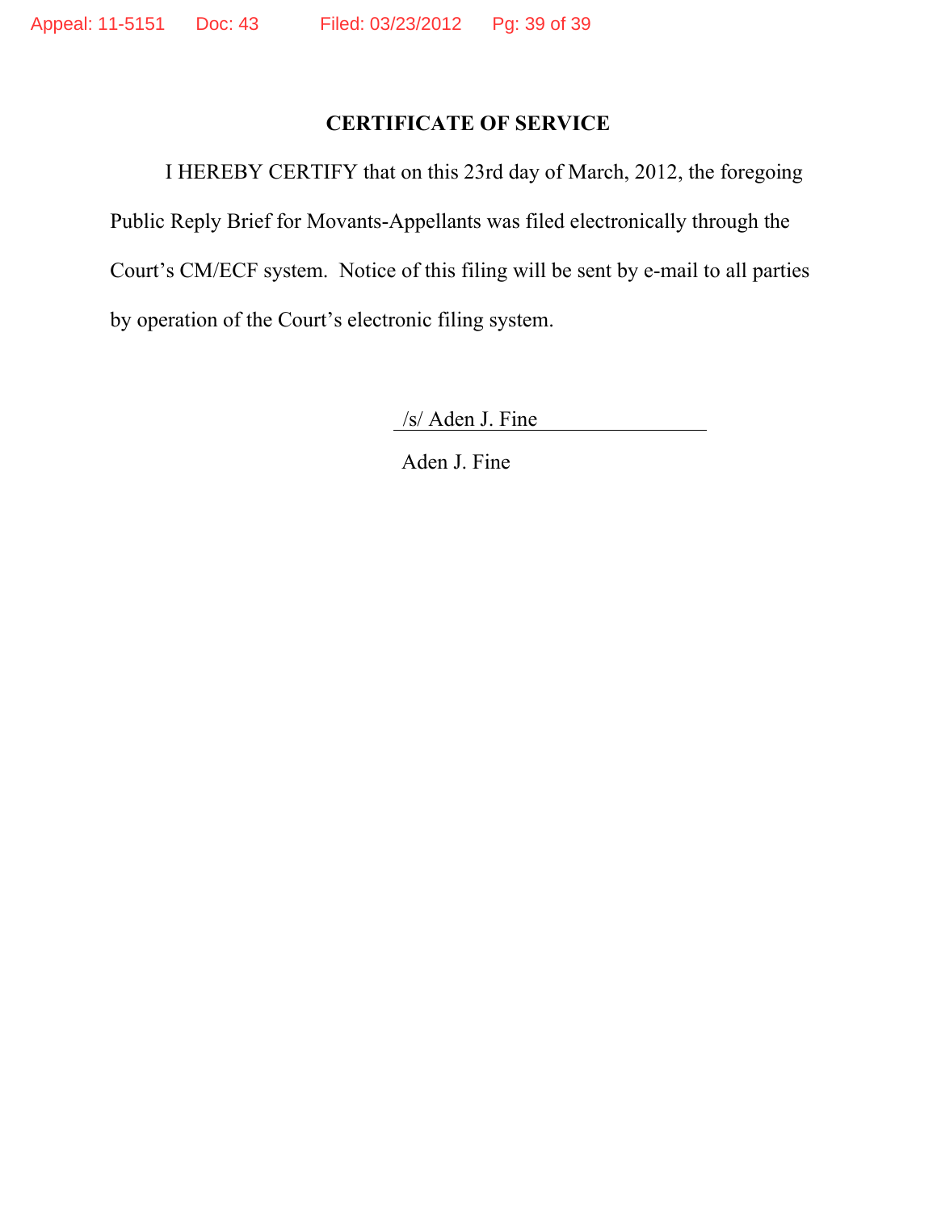## CERTIFICATE OF SERVICE

I HEREBY CERTIFY that on this 23rd day of March, 2012, the foregoing Public Reply Brief for Movants-Appellants was filed electronically through the Court's CM/ECF system. Notice of this filing will be sent by e-mail to all parties by operation of the Court's electronic filing system.

/s/ Aden J. Fine

Aden J. Fine